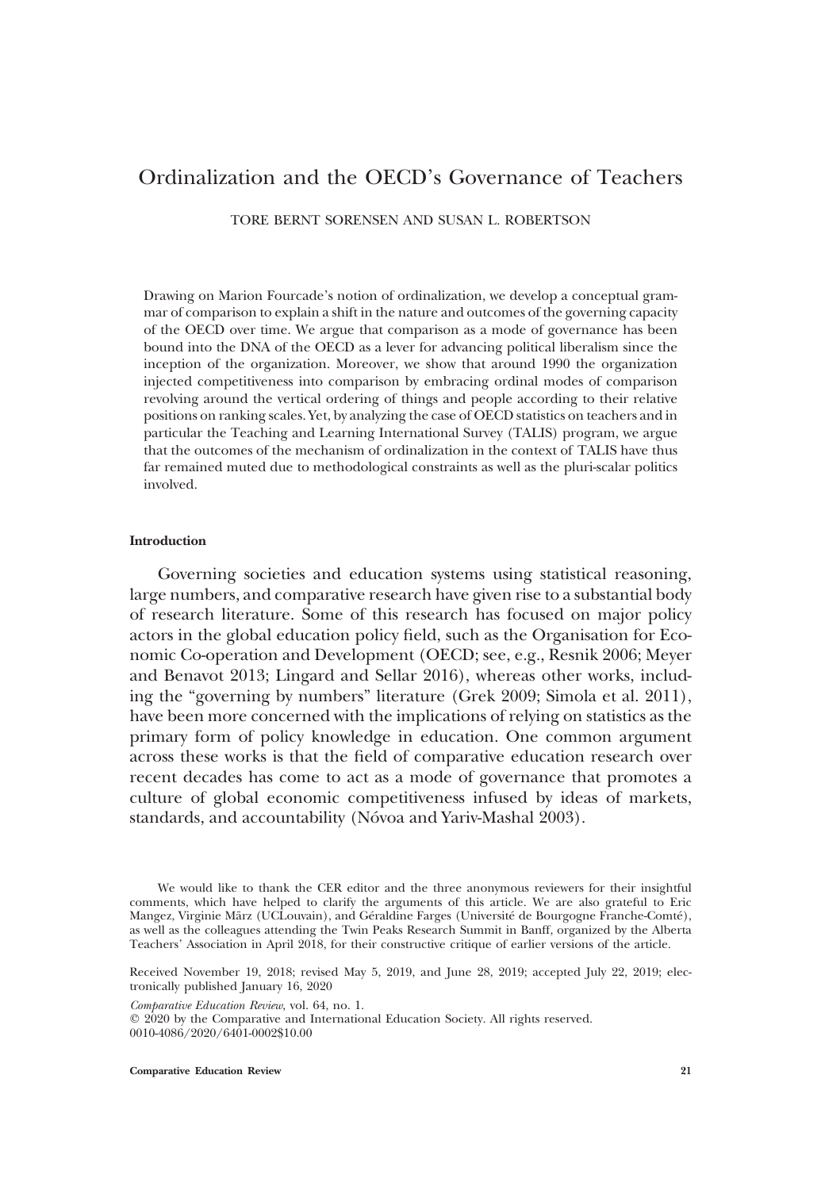# Ordinalization and the OECD's Governance of Teachers

TORE BERNT SORENSEN AND SUSAN L. ROBERTSON

Drawing on Marion Fourcade's notion of ordinalization, we develop a conceptual grammar of comparison to explain a shift in the nature and outcomes of the governing capacity of the OECD over time. We argue that comparison as a mode of governance has been bound into the DNA of the OECD as a lever for advancing political liberalism since the inception of the organization. Moreover, we show that around 1990 the organization injected competitiveness into comparison by embracing ordinal modes of comparison revolving around the vertical ordering of things and people according to their relative positions on ranking scales. Yet, by analyzing the case of OECD statistics on teachers and in particular the Teaching and Learning International Survey (TALIS) program, we argue that the outcomes of the mechanism of ordinalization in the context of TALIS have thus far remained muted due to methodological constraints as well as the pluri-scalar politics involved.

## Introduction

Governing societies and education systems using statistical reasoning, large numbers, and comparative research have given rise to a substantial body of research literature. Some of this research has focused on major policy actors in the global education policy field, such as the Organisation for Economic Co-operation and Development (OECD; see, e.g., Resnik 2006; Meyer and Benavot 2013; Lingard and Sellar 2016), whereas other works, including the "governing by numbers" literature (Grek 2009; Simola et al. 2011), have been more concerned with the implications of relying on statistics as the primary form of policy knowledge in education. One common argument across these works is that the field of comparative education research over recent decades has come to act as a mode of governance that promotes a culture of global economic competitiveness infused by ideas of markets, standards, and accountability (Nóvoa and Yariv-Mashal 2003).

We would like to thank the CER editor and the three anonymous reviewers for their insightful comments, which have helped to clarify the arguments of this article. We are also grateful to Eric Mangez, Virginie März (UCLouvain), and Géraldine Farges (Université de Bourgogne Franche-Comté), as well as the colleagues attending the Twin Peaks Research Summit in Banff, organized by the Alberta Teachers' Association in April 2018, for their constructive critique of earlier versions of the article.

Received November 19, 2018; revised May 5, 2019, and June 28, 2019; accepted July 22, 2019; electronically published January 16, 2020

*Comparative Education Review*, vol. 64, no. 1.
© 2020 by the Comparative and International Education Society. All rights reserved.
0010-4086/2020/6401-0002$10.00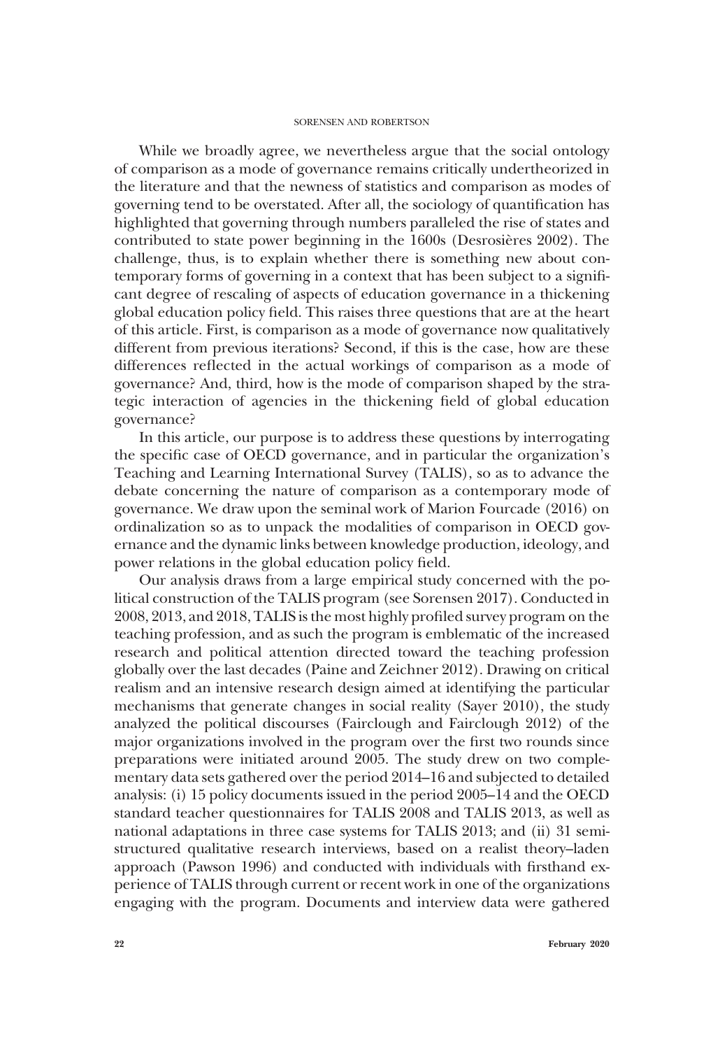While we broadly agree, we nevertheless argue that the social ontology of comparison as a mode of governance remains critically undertheorized in the literature and that the newness of statistics and comparison as modes of governing tend to be overstated. After all, the sociology of quantification has highlighted that governing through numbers paralleled the rise of states and contributed to state power beginning in the 1600s (Desrosières 2002). The challenge, thus, is to explain whether there is something new about contemporary forms of governing in a context that has been subject to a significant degree of rescaling of aspects of education governance in a thickening global education policy field. This raises three questions that are at the heart of this article. First, is comparison as a mode of governance now qualitatively different from previous iterations? Second, if this is the case, how are these differences reflected in the actual workings of comparison as a mode of governance? And, third, how is the mode of comparison shaped by the strategic interaction of agencies in the thickening field of global education governance?

In this article, our purpose is to address these questions by interrogating the specific case of OECD governance, and in particular the organization's Teaching and Learning International Survey (TALIS), so as to advance the debate concerning the nature of comparison as a contemporary mode of governance. We draw upon the seminal work of Marion Fourcade (2016) on ordinalization so as to unpack the modalities of comparison in OECD governance and the dynamic links between knowledge production, ideology, and power relations in the global education policy field.

Our analysis draws from a large empirical study concerned with the political construction of the TALIS program (see Sorensen 2017). Conducted in 2008, 2013, and 2018, TALIS is the most highly profiled survey program on the teaching profession, and as such the program is emblematic of the increased research and political attention directed toward the teaching profession globally over the last decades (Paine and Zeichner 2012). Drawing on critical realism and an intensive research design aimed at identifying the particular mechanisms that generate changes in social reality (Sayer 2010), the study analyzed the political discourses (Fairclough and Fairclough 2012) of the major organizations involved in the program over the first two rounds since preparations were initiated around 2005. The study drew on two complementary data sets gathered over the period 2014–16 and subjected to detailed analysis: (i) 15 policy documents issued in the period 2005–14 and the OECD standard teacher questionnaires for TALIS 2008 and TALIS 2013, as well as national adaptations in three case systems for TALIS 2013; and (ii) 31 semi-structured qualitative research interviews, based on a realist theory–laden approach (Pawson 1996) and conducted with individuals with firsthand experience of TALIS through current or recent work in one of the organizations engaging with the program. Documents and interview data were gathered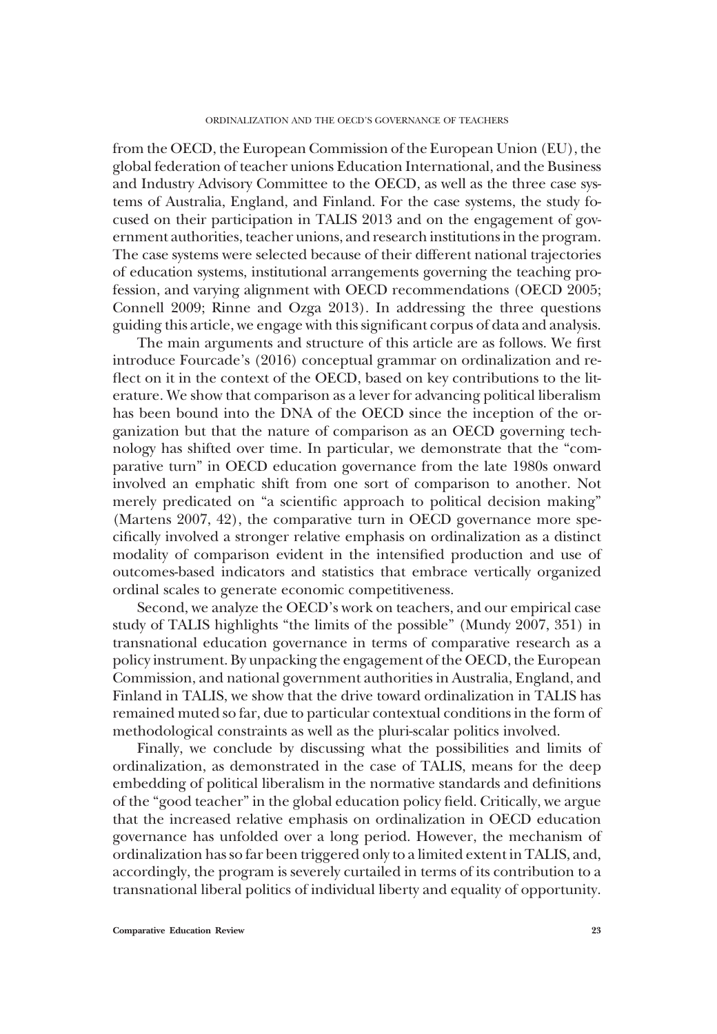from the OECD, the European Commission of the European Union (EU), the global federation of teacher unions Education International, and the Business and Industry Advisory Committee to the OECD, as well as the three case systems of Australia, England, and Finland. For the case systems, the study focused on their participation in TALIS 2013 and on the engagement of government authorities, teacher unions, and research institutions in the program. The case systems were selected because of their different national trajectories of education systems, institutional arrangements governing the teaching profession, and varying alignment with OECD recommendations (OECD 2005; Connell 2009; Rinne and Ozga 2013). In addressing the three questions guiding this article, we engage with this significant corpus of data and analysis.

The main arguments and structure of this article are as follows. We first introduce Fourcade's (2016) conceptual grammar on ordinalization and reflect on it in the context of the OECD, based on key contributions to the literature. We show that comparison as a lever for advancing political liberalism has been bound into the DNA of the OECD since the inception of the organization but that the nature of comparison as an OECD governing technology has shifted over time. In particular, we demonstrate that the "comparative turn" in OECD education governance from the late 1980s onward involved an emphatic shift from one sort of comparison to another. Not merely predicated on "a scientific approach to political decision making" (Martens 2007, 42), the comparative turn in OECD governance more specifically involved a stronger relative emphasis on ordinalization as a distinct modality of comparison evident in the intensified production and use of outcomes-based indicators and statistics that embrace vertically organized ordinal scales to generate economic competitiveness.

Second, we analyze the OECD's work on teachers, and our empirical case study of TALIS highlights "the limits of the possible" (Mundy 2007, 351) in transnational education governance in terms of comparative research as a policy instrument. By unpacking the engagement of the OECD, the European Commission, and national government authorities in Australia, England, and Finland in TALIS, we show that the drive toward ordinalization in TALIS has remained muted so far, due to particular contextual conditions in the form of methodological constraints as well as the pluri-scalar politics involved.

Finally, we conclude by discussing what the possibilities and limits of ordinalization, as demonstrated in the case of TALIS, means for the deep embedding of political liberalism in the normative standards and definitions of the "good teacher" in the global education policy field. Critically, we argue that the increased relative emphasis on ordinalization in OECD education governance has unfolded over a long period. However, the mechanism of ordinalization has so far been triggered only to a limited extent in TALIS, and, accordingly, the program is severely curtailed in terms of its contribution to a transnational liberal politics of individual liberty and equality of opportunity.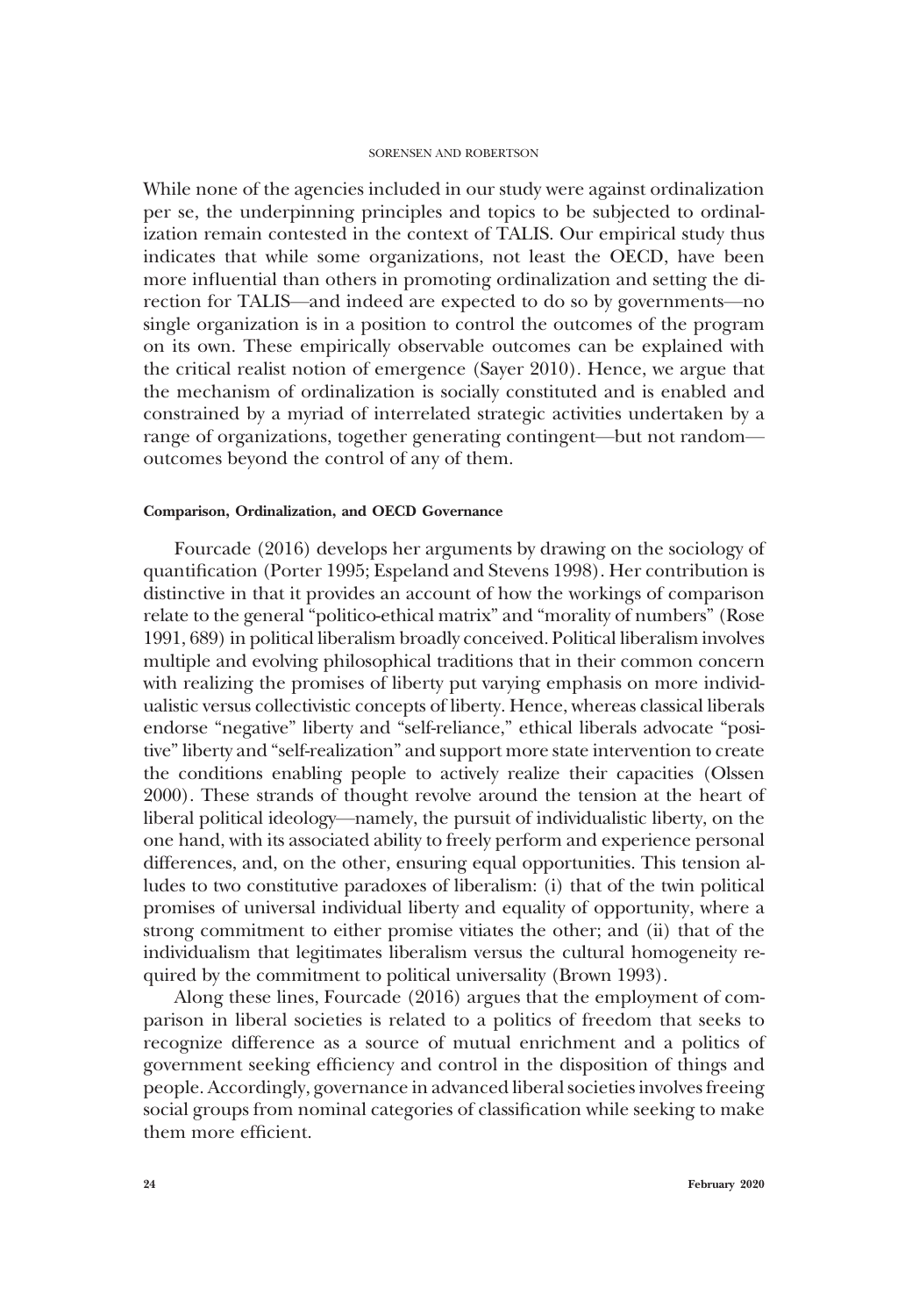While none of the agencies included in our study were against ordinalization per se, the underpinning principles and topics to be subjected to ordinalization remain contested in the context of TALIS. Our empirical study thus indicates that while some organizations, not least the OECD, have been more influential than others in promoting ordinalization and setting the direction for TALIS—and indeed are expected to do so by governments—no single organization is in a position to control the outcomes of the program on its own. These empirically observable outcomes can be explained with the critical realist notion of emergence (Sayer 2010). Hence, we argue that the mechanism of ordinalization is socially constituted and is enabled and constrained by a myriad of interrelated strategic activities undertaken by a range of organizations, together generating contingent—but not random—outcomes beyond the control of any of them.

### Comparison, Ordinalization, and OECD Governance

Fourcade (2016) develops her arguments by drawing on the sociology of quantification (Porter 1995; Espeland and Stevens 1998). Her contribution is distinctive in that it provides an account of how the workings of comparison relate to the general "politico-ethical matrix" and "morality of numbers" (Rose 1991, 689) in political liberalism broadly conceived. Political liberalism involves multiple and evolving philosophical traditions that in their common concern with realizing the promises of liberty put varying emphasis on more individualistic versus collectivistic concepts of liberty. Hence, whereas classical liberals endorse "negative" liberty and "self-reliance," ethical liberals advocate "positive" liberty and "self-realization" and support more state intervention to create the conditions enabling people to actively realize their capacities (Olssen 2000). These strands of thought revolve around the tension at the heart of liberal political ideology—namely, the pursuit of individualistic liberty, on the one hand, with its associated ability to freely perform and experience personal differences, and, on the other, ensuring equal opportunities. This tension alludes to two constitutive paradoxes of liberalism: (i) that of the twin political promises of universal individual liberty and equality of opportunity, where a strong commitment to either promise vitiates the other; and (ii) that of the individualism that legitimates liberalism versus the cultural homogeneity required by the commitment to political universality (Brown 1993).

Along these lines, Fourcade (2016) argues that the employment of comparison in liberal societies is related to a politics of freedom that seeks to recognize difference as a source of mutual enrichment and a politics of government seeking efficiency and control in the disposition of things and people. Accordingly, governance in advanced liberal societies involves freeing social groups from nominal categories of classification while seeking to make them more efficient.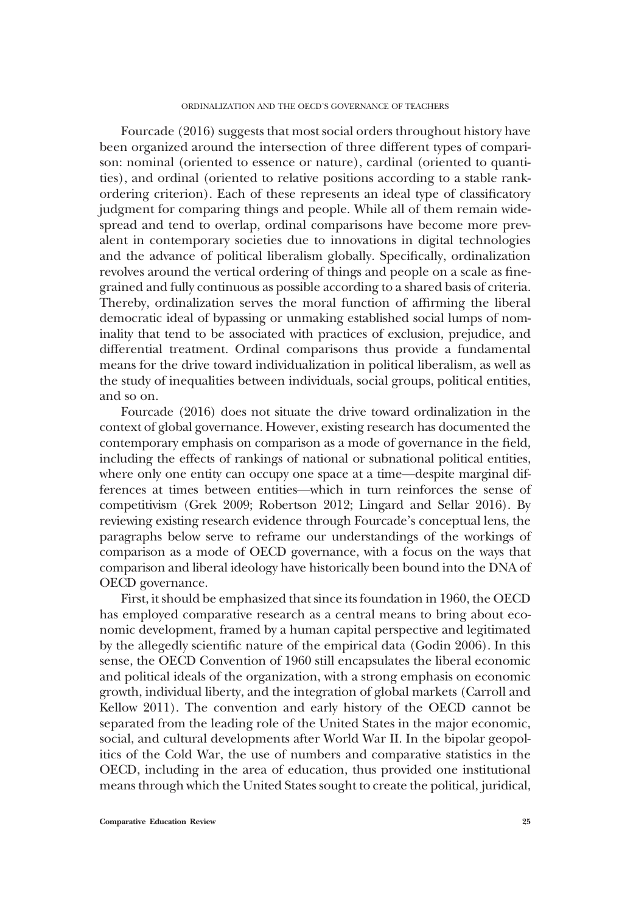Fourcade (2016) suggests that most social orders throughout history have been organized around the intersection of three different types of comparison: nominal (oriented to essence or nature), cardinal (oriented to quantities), and ordinal (oriented to relative positions according to a stable rank-ordering criterion). Each of these represents an ideal type of classificatory judgment for comparing things and people. While all of them remain widespread and tend to overlap, ordinal comparisons have become more prevalent in contemporary societies due to innovations in digital technologies and the advance of political liberalism globally. Specifically, ordinalization revolves around the vertical ordering of things and people on a scale as fine-grained and fully continuous as possible according to a shared basis of criteria. Thereby, ordinalization serves the moral function of affirming the liberal democratic ideal of bypassing or unmaking established social lumps of nominality that tend to be associated with practices of exclusion, prejudice, and differential treatment. Ordinal comparisons thus provide a fundamental means for the drive toward individualization in political liberalism, as well as the study of inequalities between individuals, social groups, political entities, and so on.

Fourcade (2016) does not situate the drive toward ordinalization in the context of global governance. However, existing research has documented the contemporary emphasis on comparison as a mode of governance in the field, including the effects of rankings of national or subnational political entities, where only one entity can occupy one space at a time—despite marginal differences at times between entities—which in turn reinforces the sense of competitivism (Grek 2009; Robertson 2012; Lingard and Sellar 2016). By reviewing existing research evidence through Fourcade's conceptual lens, the paragraphs below serve to reframe our understandings of the workings of comparison as a mode of OECD governance, with a focus on the ways that comparison and liberal ideology have historically been bound into the DNA of OECD governance.

First, it should be emphasized that since its foundation in 1960, the OECD has employed comparative research as a central means to bring about economic development, framed by a human capital perspective and legitimated by the allegedly scientific nature of the empirical data (Godin 2006). In this sense, the OECD Convention of 1960 still encapsulates the liberal economic and political ideals of the organization, with a strong emphasis on economic growth, individual liberty, and the integration of global markets (Carroll and Kellow 2011). The convention and early history of the OECD cannot be separated from the leading role of the United States in the major economic, social, and cultural developments after World War II. In the bipolar geopolitics of the Cold War, the use of numbers and comparative statistics in the OECD, including in the area of education, thus provided one institutional means through which the United States sought to create the political, juridical,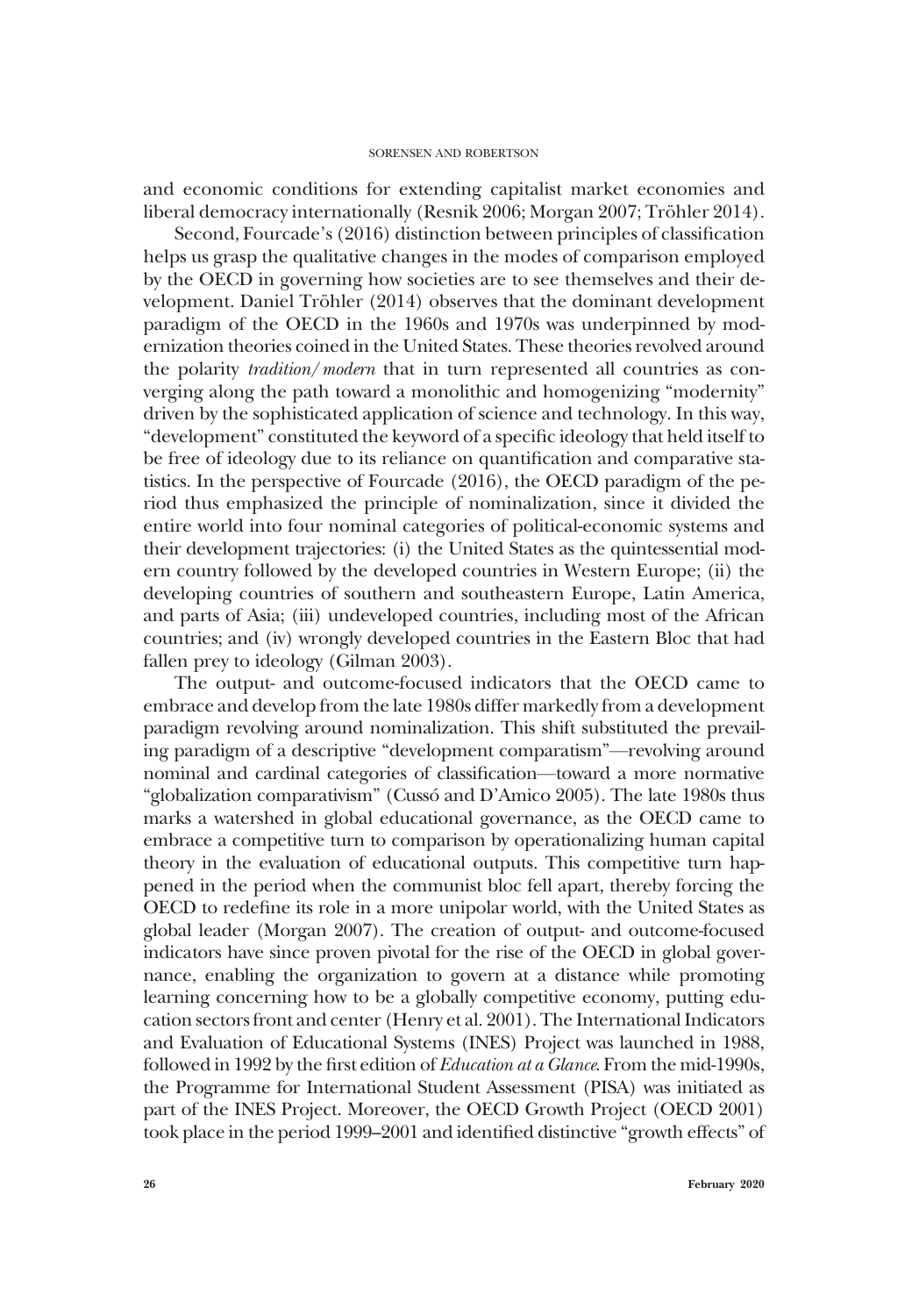and economic conditions for extending capitalist market economies and liberal democracy internationally (Resnik 2006; Morgan 2007; Tröhler 2014).

Second, Fourcade's (2016) distinction between principles of classification helps us grasp the qualitative changes in the modes of comparison employed by the OECD in governing how societies are to see themselves and their development. Daniel Tröhler (2014) observes that the dominant development paradigm of the OECD in the 1960s and 1970s was underpinned by modernization theories coined in the United States. These theories revolved around the polarity *tradition/modern* that in turn represented all countries as converging along the path toward a monolithic and homogenizing "modernity" driven by the sophisticated application of science and technology. In this way, "development" constituted the keyword of a specific ideology that held itself to be free of ideology due to its reliance on quantification and comparative statistics. In the perspective of Fourcade (2016), the OECD paradigm of the period thus emphasized the principle of nominalization, since it divided the entire world into four nominal categories of political-economic systems and their development trajectories: (i) the United States as the quintessential modern country followed by the developed countries in Western Europe; (ii) the developing countries of southern and southeastern Europe, Latin America, and parts of Asia; (iii) undeveloped countries, including most of the African countries; and (iv) wrongly developed countries in the Eastern Bloc that had fallen prey to ideology (Gilman 2003).

The output- and outcome-focused indicators that the OECD came to embrace and develop from the late 1980s differ markedly from a development paradigm revolving around nominalization. This shift substituted the prevailing paradigm of a descriptive "development comparatism"—revolving around nominal and cardinal categories of classification—toward a more normative "globalization comparativism" (Cussó and D'Amico 2005). The late 1980s thus marks a watershed in global educational governance, as the OECD came to embrace a competitive turn to comparison by operationalizing human capital theory in the evaluation of educational outputs. This competitive turn happened in the period when the communist bloc fell apart, thereby forcing the OECD to redefine its role in a more unipolar world, with the United States as global leader (Morgan 2007). The creation of output- and outcome-focused indicators have since proven pivotal for the rise of the OECD in global governance, enabling the organization to govern at a distance while promoting learning concerning how to be a globally competitive economy, putting education sectors front and center (Henry et al. 2001). The International Indicators and Evaluation of Educational Systems (INES) Project was launched in 1988, followed in 1992 by the first edition of *Education at a Glance*. From the mid-1990s, the Programme for International Student Assessment (PISA) was initiated as part of the INES Project. Moreover, the OECD Growth Project (OECD 2001) took place in the period 1999–2001 and identified distinctive "growth effects" of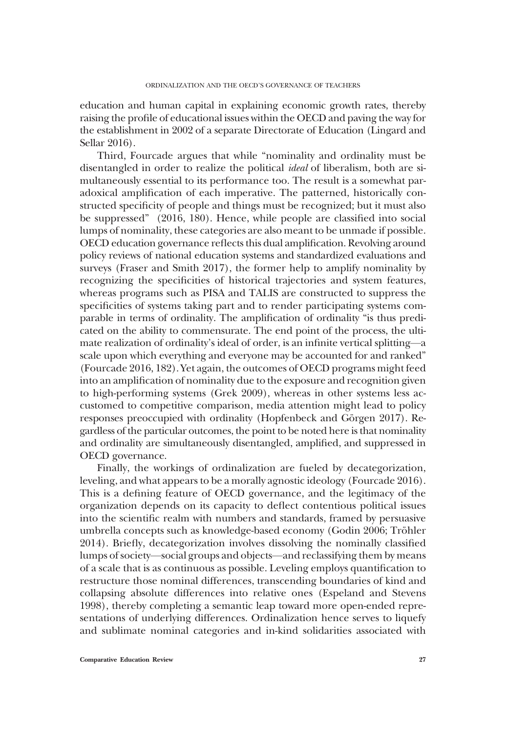education and human capital in explaining economic growth rates, thereby raising the profile of educational issues within the OECD and paving the way for the establishment in 2002 of a separate Directorate of Education (Lingard and Sellar 2016).

Third, Fourcade argues that while "nominality and ordinality must be disentangled in order to realize the political *ideal* of liberalism, both are simultaneously essential to its performance too. The result is a somewhat paradoxical amplification of each imperative. The patterned, historically constructed specificity of people and things must be recognized; but it must also be suppressed" (2016, 180). Hence, while people are classified into social lumps of nominality, these categories are also meant to be unmade if possible. OECD education governance reflects this dual amplification. Revolving around policy reviews of national education systems and standardized evaluations and surveys (Fraser and Smith 2017), the former help to amplify nominality by recognizing the specificities of historical trajectories and system features, whereas programs such as PISA and TALIS are constructed to suppress the specificities of systems taking part and to render participating systems comparable in terms of ordinality. The amplification of ordinality "is thus predicated on the ability to commensurate. The end point of the process, the ultimate realization of ordinality's ideal of order, is an infinite vertical splitting—a scale upon which everything and everyone may be accounted for and ranked" (Fourcade 2016, 182). Yet again, the outcomes of OECD programs might feed into an amplification of nominality due to the exposure and recognition given to high-performing systems (Grek 2009), whereas in other systems less accustomed to competitive comparison, media attention might lead to policy responses preoccupied with ordinality (Hopfenbeck and Görgen 2017). Regardless of the particular outcomes, the point to be noted here is that nominality and ordinality are simultaneously disentangled, amplified, and suppressed in OECD governance.

Finally, the workings of ordinalization are fueled by decategorization, leveling, and what appears to be a morally agnostic ideology (Fourcade 2016). This is a defining feature of OECD governance, and the legitimacy of the organization depends on its capacity to deflect contentious political issues into the scientific realm with numbers and standards, framed by persuasive umbrella concepts such as knowledge-based economy (Godin 2006; Tröhler 2014). Briefly, decategorization involves dissolving the nominally classified lumps of society—social groups and objects—and reclassifying them by means of a scale that is as continuous as possible. Leveling employs quantification to restructure those nominal differences, transcending boundaries of kind and collapsing absolute differences into relative ones (Espeland and Stevens 1998), thereby completing a semantic leap toward more open-ended representations of underlying differences. Ordinalization hence serves to liquefy and sublimate nominal categories and in-kind solidarities associated with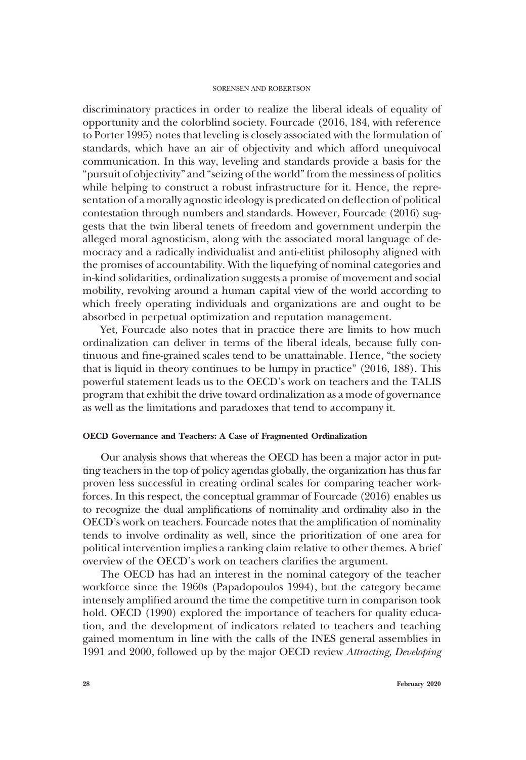discriminatory practices in order to realize the liberal ideals of equality of opportunity and the colorblind society. Fourcade (2016, 184, with reference to Porter 1995) notes that leveling is closely associated with the formulation of standards, which have an air of objectivity and which afford unequivocal communication. In this way, leveling and standards provide a basis for the "pursuit of objectivity" and "seizing of the world" from the messiness of politics while helping to construct a robust infrastructure for it. Hence, the representation of a morally agnostic ideology is predicated on deflection of political contestation through numbers and standards. However, Fourcade (2016) suggests that the twin liberal tenets of freedom and government underpin the alleged moral agnosticism, along with the associated moral language of democracy and a radically individualist and anti-elitist philosophy aligned with the promises of accountability. With the liquefying of nominal categories and in-kind solidarities, ordinalization suggests a promise of movement and social mobility, revolving around a human capital view of the world according to which freely operating individuals and organizations are and ought to be absorbed in perpetual optimization and reputation management.

Yet, Fourcade also notes that in practice there are limits to how much ordinalization can deliver in terms of the liberal ideals, because fully continuous and fine-grained scales tend to be unattainable. Hence, "the society that is liquid in theory continues to be lumpy in practice" (2016, 188). This powerful statement leads us to the OECD's work on teachers and the TALIS program that exhibit the drive toward ordinalization as a mode of governance as well as the limitations and paradoxes that tend to accompany it.

### OECD Governance and Teachers: A Case of Fragmented Ordinalization

Our analysis shows that whereas the OECD has been a major actor in putting teachers in the top of policy agendas globally, the organization has thus far proven less successful in creating ordinal scales for comparing teacher workforces. In this respect, the conceptual grammar of Fourcade (2016) enables us to recognize the dual amplifications of nominality and ordinality also in the OECD's work on teachers. Fourcade notes that the amplification of nominality tends to involve ordinality as well, since the prioritization of one area for political intervention implies a ranking claim relative to other themes. A brief overview of the OECD's work on teachers clarifies the argument.

The OECD has had an interest in the nominal category of the teacher workforce since the 1960s (Papadopoulos 1994), but the category became intensely amplified around the time the competitive turn in comparison took hold. OECD (1990) explored the importance of teachers for quality education, and the development of indicators related to teachers and teaching gained momentum in line with the calls of the INES general assemblies in 1991 and 2000, followed up by the major OECD review *Attracting, Developing*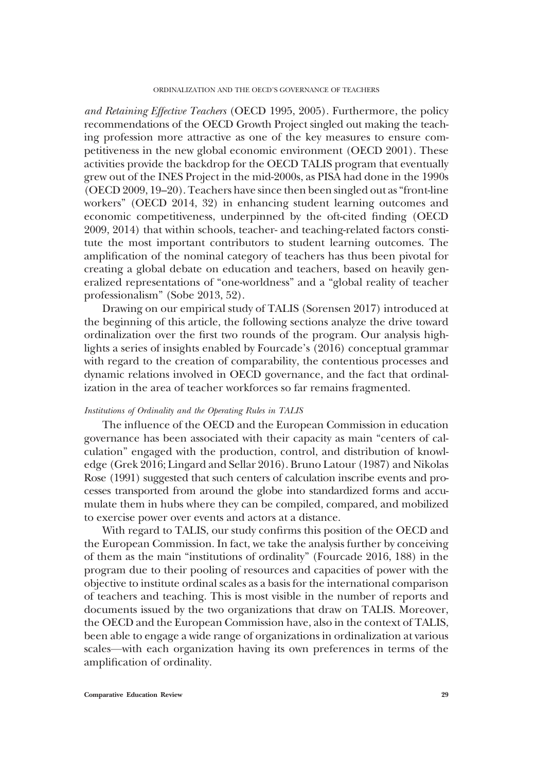*and Retaining Effective Teachers* (OECD 1995, 2005). Furthermore, the policy recommendations of the OECD Growth Project singled out making the teaching profession more attractive as one of the key measures to ensure competitiveness in the new global economic environment (OECD 2001). These activities provide the backdrop for the OECD TALIS program that eventually grew out of the INES Project in the mid-2000s, as PISA had done in the 1990s (OECD 2009, 19–20). Teachers have since then been singled out as "front-line workers" (OECD 2014, 32) in enhancing student learning outcomes and economic competitiveness, underpinned by the oft-cited finding (OECD 2009, 2014) that within schools, teacher- and teaching-related factors constitute the most important contributors to student learning outcomes. The amplification of the nominal category of teachers has thus been pivotal for creating a global debate on education and teachers, based on heavily generalized representations of "one-worldness" and a "global reality of teacher professionalism" (Sobe 2013, 52).

Drawing on our empirical study of TALIS (Sorensen 2017) introduced at the beginning of this article, the following sections analyze the drive toward ordinalization over the first two rounds of the program. Our analysis highlights a series of insights enabled by Fourcade's (2016) conceptual grammar with regard to the creation of comparability, the contentious processes and dynamic relations involved in OECD governance, and the fact that ordinalization in the area of teacher workforces so far remains fragmented.

### *Institutions of Ordinality and the Operating Rules in TALIS*

The influence of the OECD and the European Commission in education governance has been associated with their capacity as main "centers of calculation" engaged with the production, control, and distribution of knowledge (Grek 2016; Lingard and Sellar 2016). Bruno Latour (1987) and Nikolas Rose (1991) suggested that such centers of calculation inscribe events and processes transported from around the globe into standardized forms and accumulate them in hubs where they can be compiled, compared, and mobilized to exercise power over events and actors at a distance.

With regard to TALIS, our study confirms this position of the OECD and the European Commission. In fact, we take the analysis further by conceiving of them as the main "institutions of ordinality" (Fourcade 2016, 188) in the program due to their pooling of resources and capacities of power with the objective to institute ordinal scales as a basis for the international comparison of teachers and teaching. This is most visible in the number of reports and documents issued by the two organizations that draw on TALIS. Moreover, the OECD and the European Commission have, also in the context of TALIS, been able to engage a wide range of organizations in ordinalization at various scales—with each organization having its own preferences in terms of the amplification of ordinality.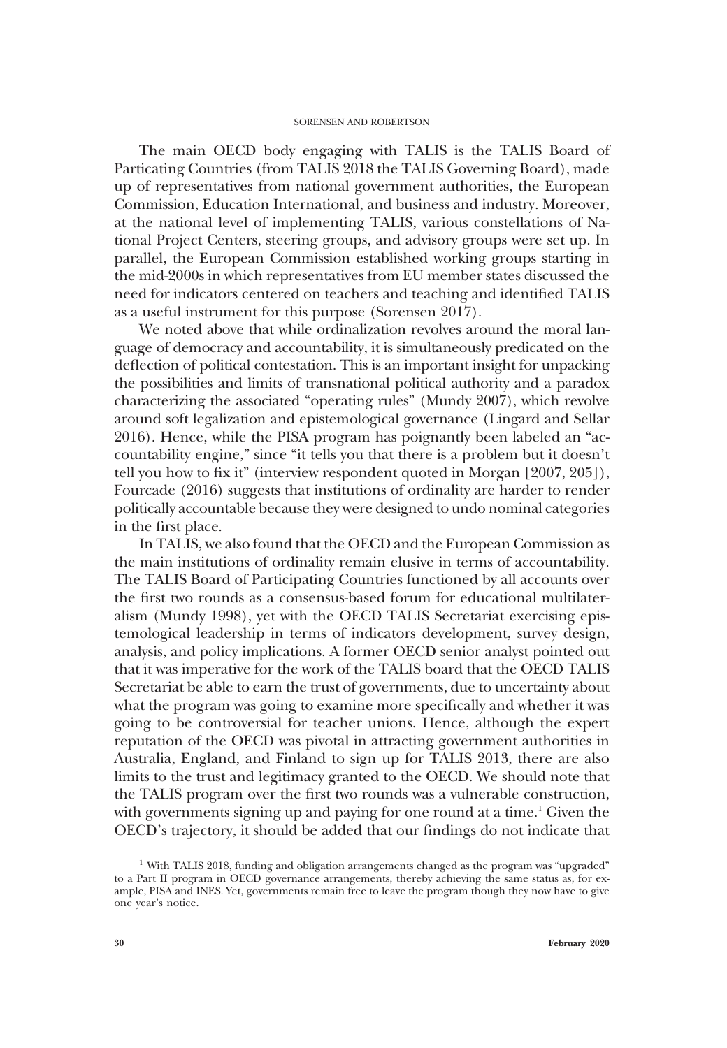The main OECD body engaging with TALIS is the TALIS Board of Particating Countries (from TALIS 2018 the TALIS Governing Board), made up of representatives from national government authorities, the European Commission, Education International, and business and industry. Moreover, at the national level of implementing TALIS, various constellations of National Project Centers, steering groups, and advisory groups were set up. In parallel, the European Commission established working groups starting in the mid-2000s in which representatives from EU member states discussed the need for indicators centered on teachers and teaching and identified TALIS as a useful instrument for this purpose (Sorensen 2017).

We noted above that while ordinalization revolves around the moral language of democracy and accountability, it is simultaneously predicated on the deflection of political contestation. This is an important insight for unpacking the possibilities and limits of transnational political authority and a paradox characterizing the associated "operating rules" (Mundy 2007), which revolve around soft legalization and epistemological governance (Lingard and Sellar 2016). Hence, while the PISA program has poignantly been labeled an "accountability engine," since "it tells you that there is a problem but it doesn't tell you how to fix it" (interview respondent quoted in Morgan [2007, 205]), Fourcade (2016) suggests that institutions of ordinality are harder to render politically accountable because they were designed to undo nominal categories in the first place.

In TALIS, we also found that the OECD and the European Commission as the main institutions of ordinality remain elusive in terms of accountability. The TALIS Board of Participating Countries functioned by all accounts over the first two rounds as a consensus-based forum for educational multilateralism (Mundy 1998), yet with the OECD TALIS Secretariat exercising epistemological leadership in terms of indicators development, survey design, analysis, and policy implications. A former OECD senior analyst pointed out that it was imperative for the work of the TALIS board that the OECD TALIS Secretariat be able to earn the trust of governments, due to uncertainty about what the program was going to examine more specifically and whether it was going to be controversial for teacher unions. Hence, although the expert reputation of the OECD was pivotal in attracting government authorities in Australia, England, and Finland to sign up for TALIS 2013, there are also limits to the trust and legitimacy granted to the OECD. We should note that the TALIS program over the first two rounds was a vulnerable construction, with governments signing up and paying for one round at a time.[1] Given the OECD's trajectory, it should be added that our findings do not indicate that

[1] With TALIS 2018, funding and obligation arrangements changed as the program was "upgraded" to a Part II program in OECD governance arrangements, thereby achieving the same status as, for example, PISA and INES. Yet, governments remain free to leave the program though they now have to give one year's notice.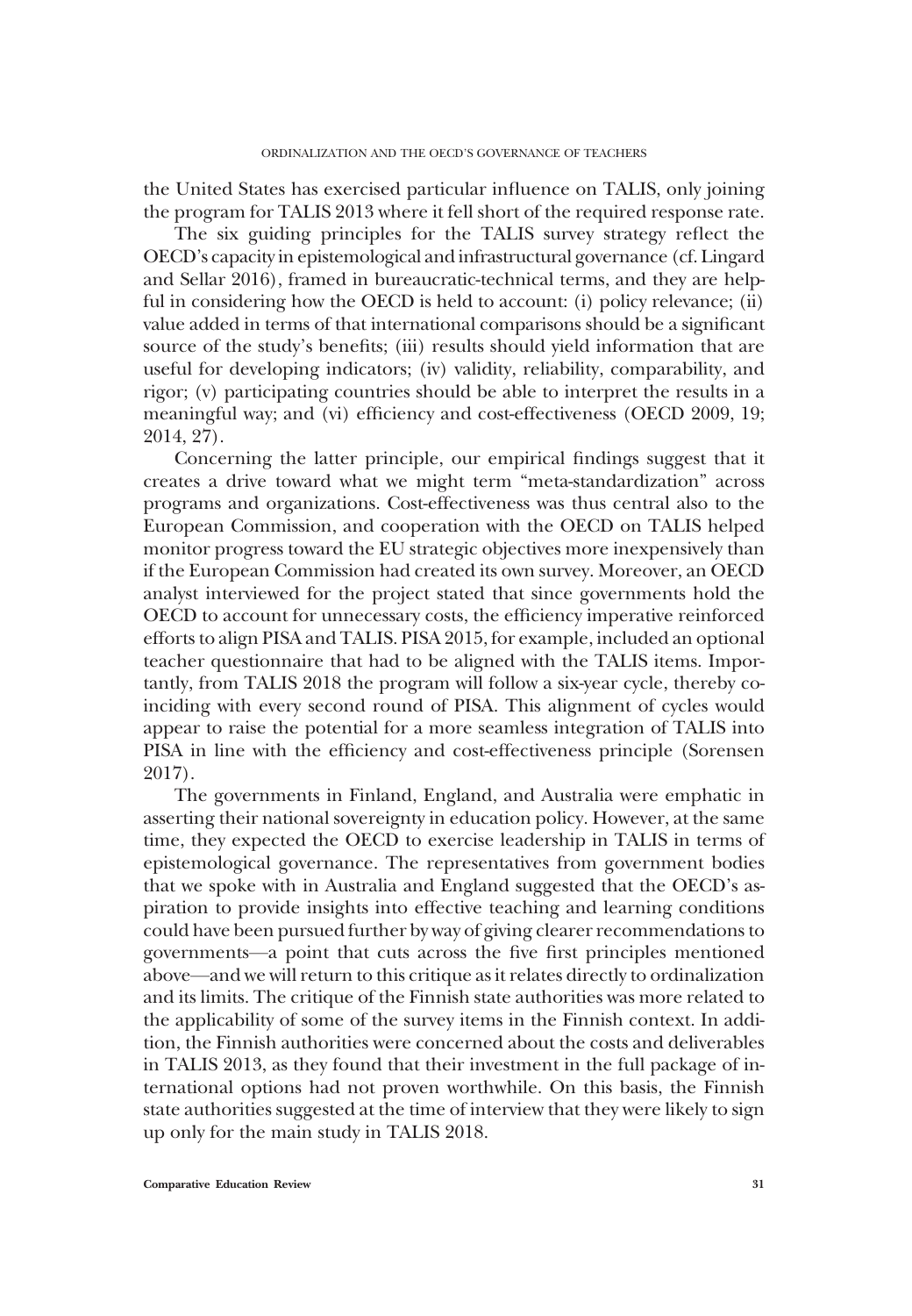the United States has exercised particular influence on TALIS, only joining the program for TALIS 2013 where it fell short of the required response rate.

The six guiding principles for the TALIS survey strategy reflect the OECD's capacity in epistemological and infrastructural governance (cf. Lingard and Sellar 2016), framed in bureaucratic-technical terms, and they are helpful in considering how the OECD is held to account: (i) policy relevance; (ii) value added in terms of that international comparisons should be a significant source of the study's benefits; (iii) results should yield information that are useful for developing indicators; (iv) validity, reliability, comparability, and rigor; (v) participating countries should be able to interpret the results in a meaningful way; and (vi) efficiency and cost-effectiveness (OECD 2009, 19; 2014, 27).

Concerning the latter principle, our empirical findings suggest that it creates a drive toward what we might term "meta-standardization" across programs and organizations. Cost-effectiveness was thus central also to the European Commission, and cooperation with the OECD on TALIS helped monitor progress toward the EU strategic objectives more inexpensively than if the European Commission had created its own survey. Moreover, an OECD analyst interviewed for the project stated that since governments hold the OECD to account for unnecessary costs, the efficiency imperative reinforced efforts to align PISA and TALIS. PISA 2015, for example, included an optional teacher questionnaire that had to be aligned with the TALIS items. Importantly, from TALIS 2018 the program will follow a six-year cycle, thereby coinciding with every second round of PISA. This alignment of cycles would appear to raise the potential for a more seamless integration of TALIS into PISA in line with the efficiency and cost-effectiveness principle (Sorensen 2017).

The governments in Finland, England, and Australia were emphatic in asserting their national sovereignty in education policy. However, at the same time, they expected the OECD to exercise leadership in TALIS in terms of epistemological governance. The representatives from government bodies that we spoke with in Australia and England suggested that the OECD's aspiration to provide insights into effective teaching and learning conditions could have been pursued further by way of giving clearer recommendations to governments—a point that cuts across the five first principles mentioned above—and we will return to this critique as it relates directly to ordinalization and its limits. The critique of the Finnish state authorities was more related to the applicability of some of the survey items in the Finnish context. In addition, the Finnish authorities were concerned about the costs and deliverables in TALIS 2013, as they found that their investment in the full package of international options had not proven worthwhile. On this basis, the Finnish state authorities suggested at the time of interview that they were likely to sign up only for the main study in TALIS 2018.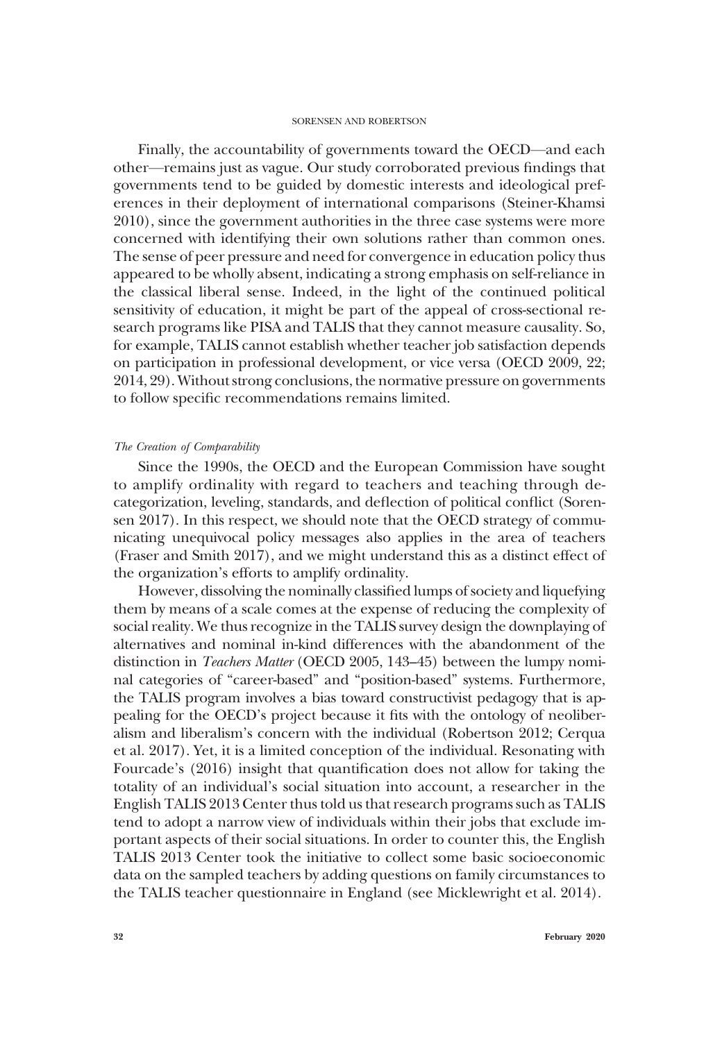Finally, the accountability of governments toward the OECD—and each other—remains just as vague. Our study corroborated previous findings that governments tend to be guided by domestic interests and ideological preferences in their deployment of international comparisons (Steiner-Khamsi 2010), since the government authorities in the three case systems were more concerned with identifying their own solutions rather than common ones. The sense of peer pressure and need for convergence in education policy thus appeared to be wholly absent, indicating a strong emphasis on self-reliance in the classical liberal sense. Indeed, in the light of the continued political sensitivity of education, it might be part of the appeal of cross-sectional research programs like PISA and TALIS that they cannot measure causality. So, for example, TALIS cannot establish whether teacher job satisfaction depends on participation in professional development, or vice versa (OECD 2009, 22; 2014, 29). Without strong conclusions, the normative pressure on governments to follow specific recommendations remains limited.

### *The Creation of Comparability*

Since the 1990s, the OECD and the European Commission have sought to amplify ordinality with regard to teachers and teaching through decategorization, leveling, standards, and deflection of political conflict (Sorensen 2017). In this respect, we should note that the OECD strategy of communicating unequivocal policy messages also applies in the area of teachers (Fraser and Smith 2017), and we might understand this as a distinct effect of the organization's efforts to amplify ordinality.

However, dissolving the nominally classified lumps of society and liquefying them by means of a scale comes at the expense of reducing the complexity of social reality. We thus recognize in the TALIS survey design the downplaying of alternatives and nominal in-kind differences with the abandonment of the distinction in *Teachers Matter* (OECD 2005, 143–45) between the lumpy nominal categories of "career-based" and "position-based" systems. Furthermore, the TALIS program involves a bias toward constructivist pedagogy that is appealing for the OECD's project because it fits with the ontology of neoliberalism and liberalism's concern with the individual (Robertson 2012; Cerqua et al. 2017). Yet, it is a limited conception of the individual. Resonating with Fourcade's (2016) insight that quantification does not allow for taking the totality of an individual's social situation into account, a researcher in the English TALIS 2013 Center thus told us that research programs such as TALIS tend to adopt a narrow view of individuals within their jobs that exclude important aspects of their social situations. In order to counter this, the English TALIS 2013 Center took the initiative to collect some basic socioeconomic data on the sampled teachers by adding questions on family circumstances to the TALIS teacher questionnaire in England (see Micklewright et al. 2014).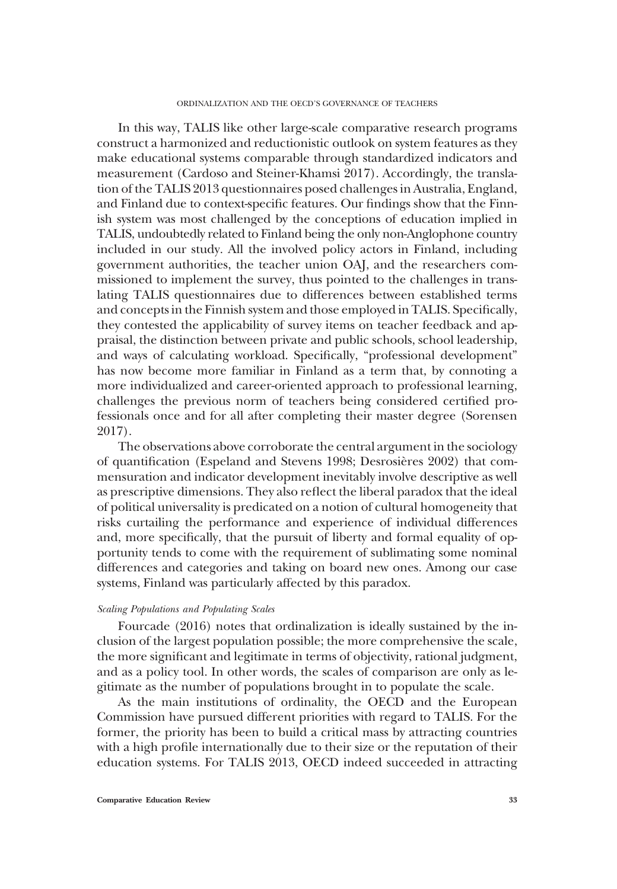In this way, TALIS like other large-scale comparative research programs construct a harmonized and reductionistic outlook on system features as they make educational systems comparable through standardized indicators and measurement (Cardoso and Steiner-Khamsi 2017). Accordingly, the translation of the TALIS 2013 questionnaires posed challenges in Australia, England, and Finland due to context-specific features. Our findings show that the Finnish system was most challenged by the conceptions of education implied in TALIS, undoubtedly related to Finland being the only non-Anglophone country included in our study. All the involved policy actors in Finland, including government authorities, the teacher union OAJ, and the researchers commissioned to implement the survey, thus pointed to the challenges in translating TALIS questionnaires due to differences between established terms and concepts in the Finnish system and those employed in TALIS. Specifically, they contested the applicability of survey items on teacher feedback and appraisal, the distinction between private and public schools, school leadership, and ways of calculating workload. Specifically, "professional development" has now become more familiar in Finland as a term that, by connoting a more individualized and career-oriented approach to professional learning, challenges the previous norm of teachers being considered certified professionals once and for all after completing their master degree (Sorensen 2017).

The observations above corroborate the central argument in the sociology of quantification (Espeland and Stevens 1998; Desrosières 2002) that commensuration and indicator development inevitably involve descriptive as well as prescriptive dimensions. They also reflect the liberal paradox that the ideal of political universality is predicated on a notion of cultural homogeneity that risks curtailing the performance and experience of individual differences and, more specifically, that the pursuit of liberty and formal equality of opportunity tends to come with the requirement of sublimating some nominal differences and categories and taking on board new ones. Among our case systems, Finland was particularly affected by this paradox.

### *Scaling Populations and Populating Scales*

Fourcade (2016) notes that ordinalization is ideally sustained by the inclusion of the largest population possible; the more comprehensive the scale, the more significant and legitimate in terms of objectivity, rational judgment, and as a policy tool. In other words, the scales of comparison are only as legitimate as the number of populations brought in to populate the scale.

As the main institutions of ordinality, the OECD and the European Commission have pursued different priorities with regard to TALIS. For the former, the priority has been to build a critical mass by attracting countries with a high profile internationally due to their size or the reputation of their education systems. For TALIS 2013, OECD indeed succeeded in attracting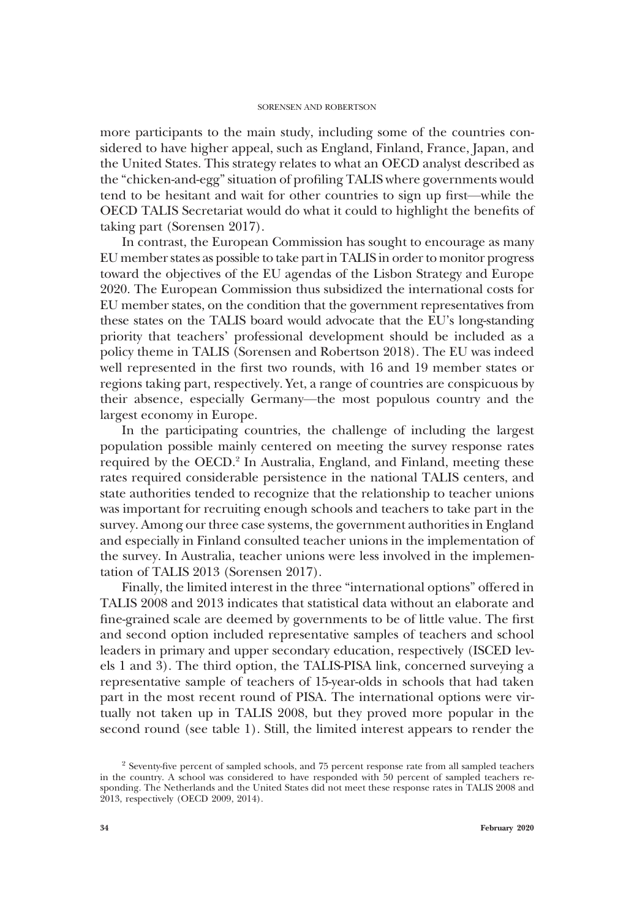more participants to the main study, including some of the countries considered to have higher appeal, such as England, Finland, France, Japan, and the United States. This strategy relates to what an OECD analyst described as the "chicken-and-egg" situation of profiling TALIS where governments would tend to be hesitant and wait for other countries to sign up first—while the OECD TALIS Secretariat would do what it could to highlight the benefits of taking part (Sorensen 2017).

In contrast, the European Commission has sought to encourage as many EU member states as possible to take part in TALIS in order to monitor progress toward the objectives of the EU agendas of the Lisbon Strategy and Europe 2020. The European Commission thus subsidized the international costs for EU member states, on the condition that the government representatives from these states on the TALIS board would advocate that the EU's long-standing priority that teachers' professional development should be included as a policy theme in TALIS (Sorensen and Robertson 2018). The EU was indeed well represented in the first two rounds, with 16 and 19 member states or regions taking part, respectively. Yet, a range of countries are conspicuous by their absence, especially Germany—the most populous country and the largest economy in Europe.

In the participating countries, the challenge of including the largest population possible mainly centered on meeting the survey response rates required by the OECD.[2] In Australia, England, and Finland, meeting these rates required considerable persistence in the national TALIS centers, and state authorities tended to recognize that the relationship to teacher unions was important for recruiting enough schools and teachers to take part in the survey. Among our three case systems, the government authorities in England and especially in Finland consulted teacher unions in the implementation of the survey. In Australia, teacher unions were less involved in the implementation of TALIS 2013 (Sorensen 2017).

Finally, the limited interest in the three "international options" offered in TALIS 2008 and 2013 indicates that statistical data without an elaborate and fine-grained scale are deemed by governments to be of little value. The first and second option included representative samples of teachers and school leaders in primary and upper secondary education, respectively (ISCED levels 1 and 3). The third option, the TALIS-PISA link, concerned surveying a representative sample of teachers of 15-year-olds in schools that had taken part in the most recent round of PISA. The international options were virtually not taken up in TALIS 2008, but they proved more popular in the second round (see table 1). Still, the limited interest appears to render the

[2] Seventy-five percent of sampled schools, and 75 percent response rate from all sampled teachers in the country. A school was considered to have responded with 50 percent of sampled teachers responding. The Netherlands and the United States did not meet these response rates in TALIS 2008 and 2013, respectively (OECD 2009, 2014).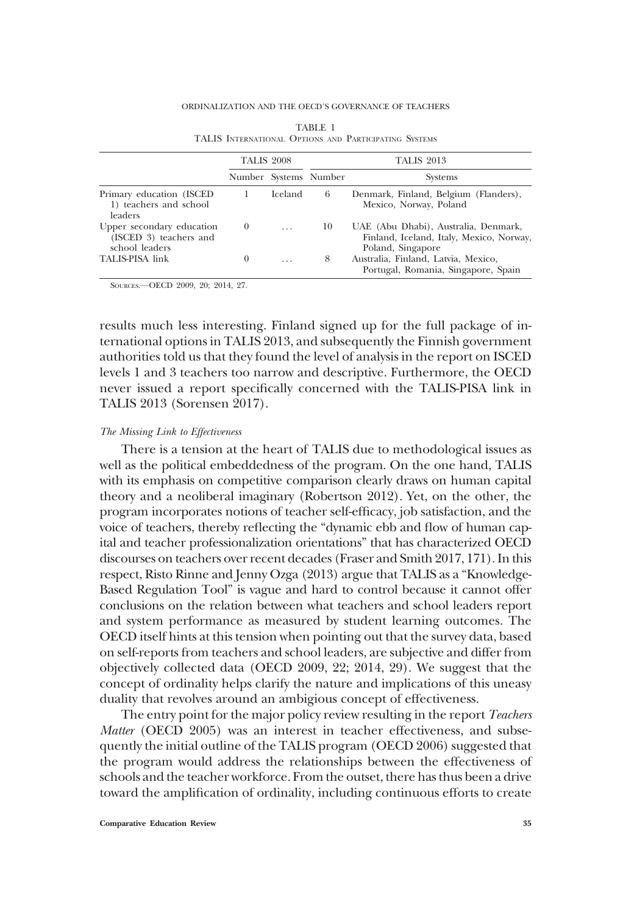TABLE 1
TALIS International Options and Participating Systems

| | TALIS 2008 | | TALIS 2013 | |
|---|---|---|---|---|
| | Number | Systems | Number | Systems |
| Primary education (ISCED 1) teachers and school leaders | 1 | Iceland | 6 | Denmark, Finland, Belgium (Flanders), Mexico, Norway, Poland |
| Upper secondary education (ISCED 3) teachers and school leaders | 0 | . . . | 10 | UAE (Abu Dhabi), Australia, Denmark, Finland, Iceland, Italy, Mexico, Norway, Poland, Singapore |
| TALIS-PISA link | 0 | . . . | 8 | Australia, Finland, Latvia, Mexico, Portugal, Romania, Singapore, Spain |

Sources.—OECD 2009, 20; 2014, 27.

results much less interesting. Finland signed up for the full package of international options in TALIS 2013, and subsequently the Finnish government authorities told us that they found the level of analysis in the report on ISCED levels 1 and 3 teachers too narrow and descriptive. Furthermore, the OECD never issued a report specifically concerned with the TALIS-PISA link in TALIS 2013 (Sorensen 2017).

*The Missing Link to Effectiveness*

There is a tension at the heart of TALIS due to methodological issues as well as the political embeddedness of the program. On the one hand, TALIS with its emphasis on competitive comparison clearly draws on human capital theory and a neoliberal imaginary (Robertson 2012). Yet, on the other, the program incorporates notions of teacher self-efficacy, job satisfaction, and the voice of teachers, thereby reflecting the "dynamic ebb and flow of human capital and teacher professionalization orientations" that has characterized OECD discourses on teachers over recent decades (Fraser and Smith 2017, 171). In this respect, Risto Rinne and Jenny Ozga (2013) argue that TALIS as a "Knowledge-Based Regulation Tool" is vague and hard to control because it cannot offer conclusions on the relation between what teachers and school leaders report and system performance as measured by student learning outcomes. The OECD itself hints at this tension when pointing out that the survey data, based on self-reports from teachers and school leaders, are subjective and differ from objectively collected data (OECD 2009, 22; 2014, 29). We suggest that the concept of ordinality helps clarify the nature and implications of this uneasy duality that revolves around an ambigious concept of effectiveness.

The entry point for the major policy review resulting in the report *Teachers Matter* (OECD 2005) was an interest in teacher effectiveness, and subsequently the initial outline of the TALIS program (OECD 2006) suggested that the program would address the relationships between the effectiveness of schools and the teacher workforce. From the outset, there has thus been a drive toward the amplification of ordinality, including continuous efforts to create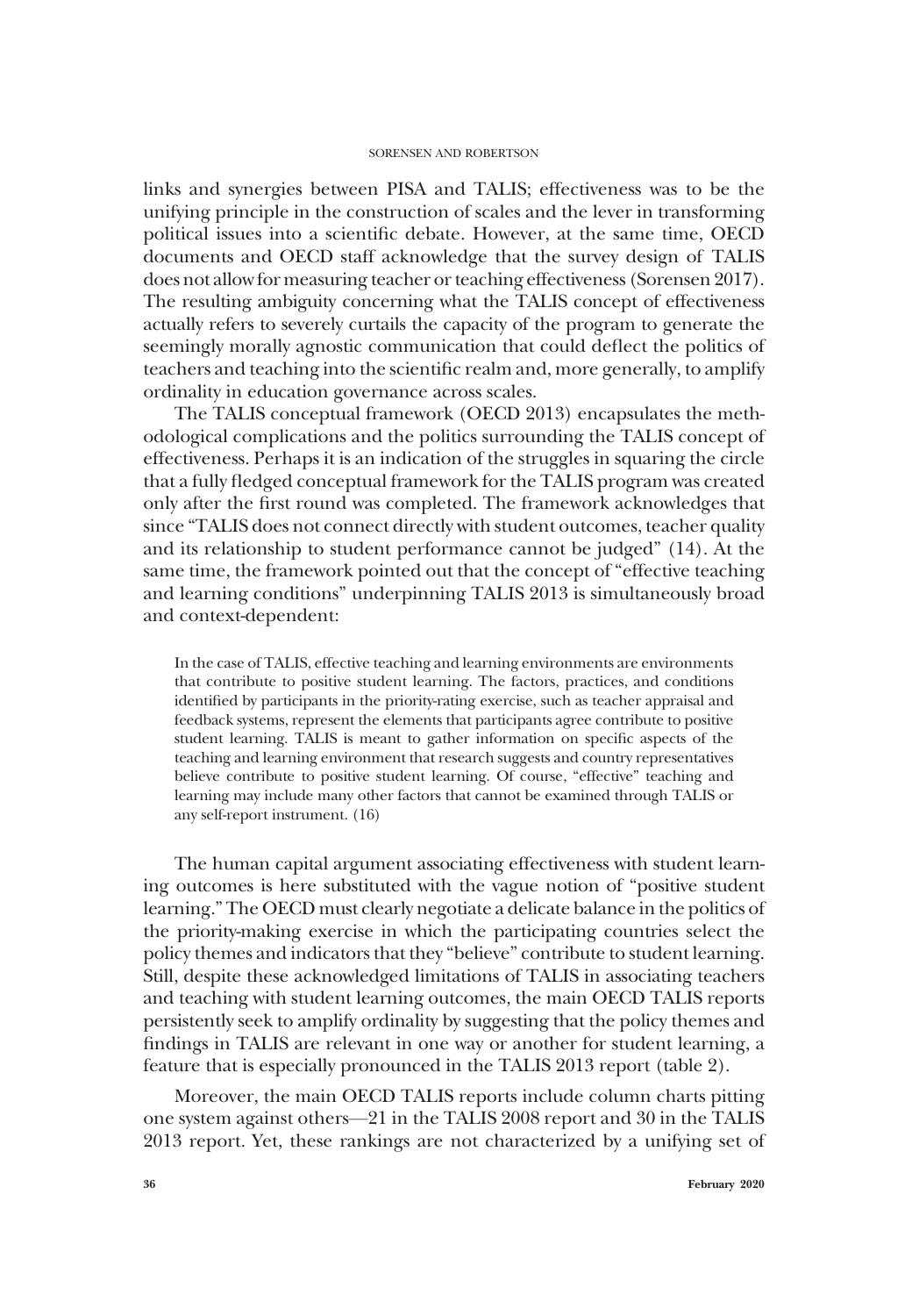links and synergies between PISA and TALIS; effectiveness was to be the unifying principle in the construction of scales and the lever in transforming political issues into a scientific debate. However, at the same time, OECD documents and OECD staff acknowledge that the survey design of TALIS does not allow for measuring teacher or teaching effectiveness (Sorensen 2017). The resulting ambiguity concerning what the TALIS concept of effectiveness actually refers to severely curtails the capacity of the program to generate the seemingly morally agnostic communication that could deflect the politics of teachers and teaching into the scientific realm and, more generally, to amplify ordinality in education governance across scales.

The TALIS conceptual framework (OECD 2013) encapsulates the methodological complications and the politics surrounding the TALIS concept of effectiveness. Perhaps it is an indication of the struggles in squaring the circle that a fully fledged conceptual framework for the TALIS program was created only after the first round was completed. The framework acknowledges that since "TALIS does not connect directly with student outcomes, teacher quality and its relationship to student performance cannot be judged" (14). At the same time, the framework pointed out that the concept of "effective teaching and learning conditions" underpinning TALIS 2013 is simultaneously broad and context-dependent:

> In the case of TALIS, effective teaching and learning environments are environments that contribute to positive student learning. The factors, practices, and conditions identified by participants in the priority-rating exercise, such as teacher appraisal and feedback systems, represent the elements that participants agree contribute to positive student learning. TALIS is meant to gather information on specific aspects of the teaching and learning environment that research suggests and country representatives believe contribute to positive student learning. Of course, "effective" teaching and learning may include many other factors that cannot be examined through TALIS or any self-report instrument. (16)

The human capital argument associating effectiveness with student learning outcomes is here substituted with the vague notion of "positive student learning." The OECD must clearly negotiate a delicate balance in the politics of the priority-making exercise in which the participating countries select the policy themes and indicators that they "believe" contribute to student learning. Still, despite these acknowledged limitations of TALIS in associating teachers and teaching with student learning outcomes, the main OECD TALIS reports persistently seek to amplify ordinality by suggesting that the policy themes and findings in TALIS are relevant in one way or another for student learning, a feature that is especially pronounced in the TALIS 2013 report (table 2).

Moreover, the main OECD TALIS reports include column charts pitting one system against others—21 in the TALIS 2008 report and 30 in the TALIS 2013 report. Yet, these rankings are not characterized by a unifying set of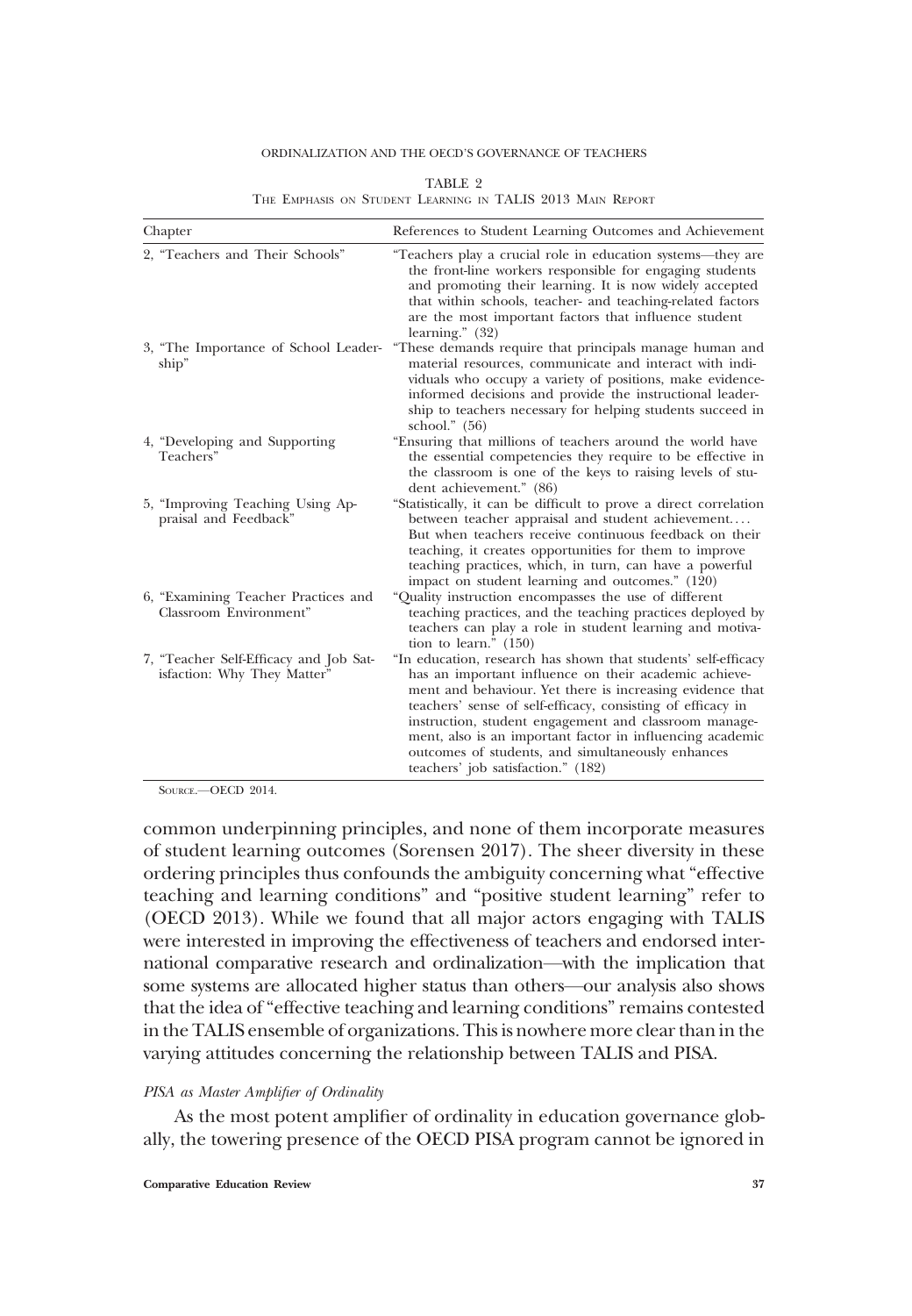TABLE 2
THE EMPHASIS ON STUDENT LEARNING IN TALIS 2013 MAIN REPORT

| Chapter | References to Student Learning Outcomes and Achievement |
|---|---|
| 2, "Teachers and Their Schools" | "Teachers play a crucial role in education systems—they are the front-line workers responsible for engaging students and promoting their learning. It is now widely accepted that within schools, teacher- and teaching-related factors are the most important factors that influence student learning." (32) |
| 3, "The Importance of School Leadership" | "These demands require that principals manage human and material resources, communicate and interact with individuals who occupy a variety of positions, make evidence-informed decisions and provide the instructional leadership to teachers necessary for helping students succeed in school." (56) |
| 4, "Developing and Supporting Teachers" | "Ensuring that millions of teachers around the world have the essential competencies they require to be effective in the classroom is one of the keys to raising levels of student achievement." (86) |
| 5, "Improving Teaching Using Appraisal and Feedback" | "Statistically, it can be difficult to prove a direct correlation between teacher appraisal and student achievement. . . . But when teachers receive continuous feedback on their teaching, it creates opportunities for them to improve teaching practices, which, in turn, can have a powerful impact on student learning and outcomes." (120) |
| 6, "Examining Teacher Practices and Classroom Environment" | "Quality instruction encompasses the use of different teaching practices, and the teaching practices deployed by teachers can play a role in student learning and motivation to learn." (150) |
| 7, "Teacher Self-Efficacy and Job Satisfaction: Why They Matter" | "In education, research has shown that students' self-efficacy has an important influence on their academic achievement and behaviour. Yet there is increasing evidence that teachers' sense of self-efficacy, consisting of efficacy in instruction, student engagement and classroom management, also is an important factor in influencing academic outcomes of students, and simultaneously enhances teachers' job satisfaction." (182) |

SOURCE.—OECD 2014.

common underpinning principles, and none of them incorporate measures of student learning outcomes (Sorensen 2017). The sheer diversity in these ordering principles thus confounds the ambiguity concerning what "effective teaching and learning conditions" and "positive student learning" refer to (OECD 2013). While we found that all major actors engaging with TALIS were interested in improving the effectiveness of teachers and endorsed international comparative research and ordinalization—with the implication that some systems are allocated higher status than others—our analysis also shows that the idea of "effective teaching and learning conditions" remains contested in the TALIS ensemble of organizations. This is nowhere more clear than in the varying attitudes concerning the relationship between TALIS and PISA.

*PISA as Master Amplifier of Ordinality*

As the most potent amplifier of ordinality in education governance globally, the towering presence of the OECD PISA program cannot be ignored in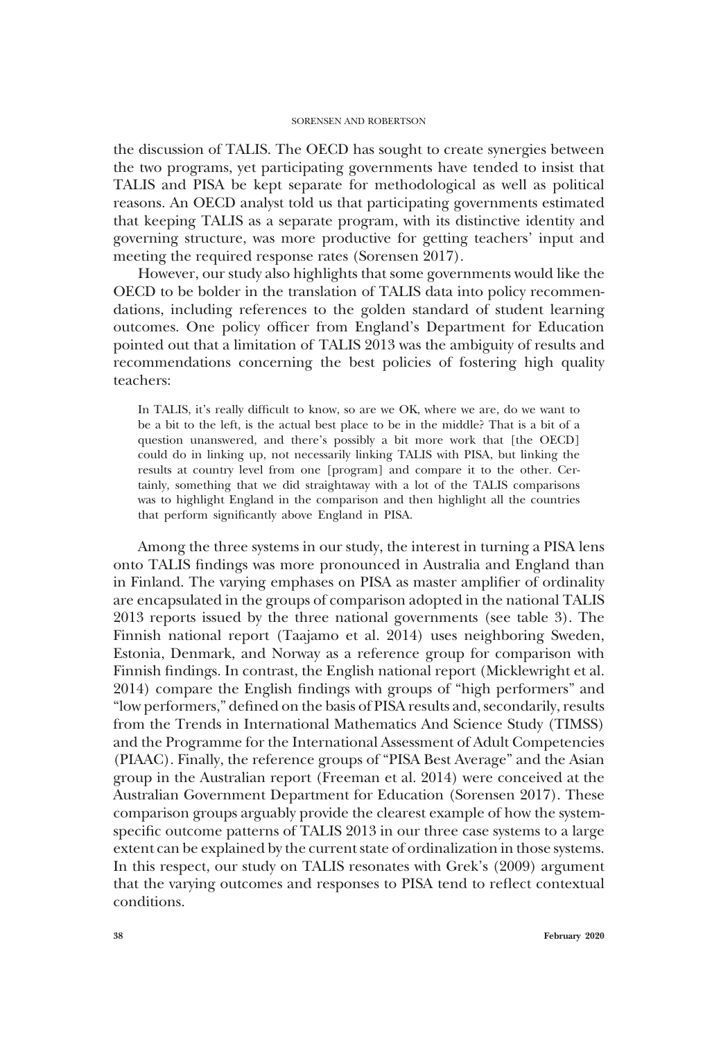the discussion of TALIS. The OECD has sought to create synergies between the two programs, yet participating governments have tended to insist that TALIS and PISA be kept separate for methodological as well as political reasons. An OECD analyst told us that participating governments estimated that keeping TALIS as a separate program, with its distinctive identity and governing structure, was more productive for getting teachers' input and meeting the required response rates (Sorensen 2017).

However, our study also highlights that some governments would like the OECD to be bolder in the translation of TALIS data into policy recommendations, including references to the golden standard of student learning outcomes. One policy officer from England's Department for Education pointed out that a limitation of TALIS 2013 was the ambiguity of results and recommendations concerning the best policies of fostering high quality teachers:

> In TALIS, it's really difficult to know, so are we OK, where we are, do we want to be a bit to the left, is the actual best place to be in the middle? That is a bit of a question unanswered, and there's possibly a bit more work that [the OECD] could do in linking up, not necessarily linking TALIS with PISA, but linking the results at country level from one [program] and compare it to the other. Certainly, something that we did straightaway with a lot of the TALIS comparisons was to highlight England in the comparison and then highlight all the countries that perform significantly above England in PISA.

Among the three systems in our study, the interest in turning a PISA lens onto TALIS findings was more pronounced in Australia and England than in Finland. The varying emphases on PISA as master amplifier of ordinality are encapsulated in the groups of comparison adopted in the national TALIS 2013 reports issued by the three national governments (see table 3). The Finnish national report (Taajamo et al. 2014) uses neighboring Sweden, Estonia, Denmark, and Norway as a reference group for comparison with Finnish findings. In contrast, the English national report (Micklewright et al. 2014) compare the English findings with groups of "high performers" and "low performers," defined on the basis of PISA results and, secondarily, results from the Trends in International Mathematics And Science Study (TIMSS) and the Programme for the International Assessment of Adult Competencies (PIAAC). Finally, the reference groups of "PISA Best Average" and the Asian group in the Australian report (Freeman et al. 2014) were conceived at the Australian Government Department for Education (Sorensen 2017). These comparison groups arguably provide the clearest example of how the system-specific outcome patterns of TALIS 2013 in our three case systems to a large extent can be explained by the current state of ordinalization in those systems. In this respect, our study on TALIS resonates with Grek's (2009) argument that the varying outcomes and responses to PISA tend to reflect contextual conditions.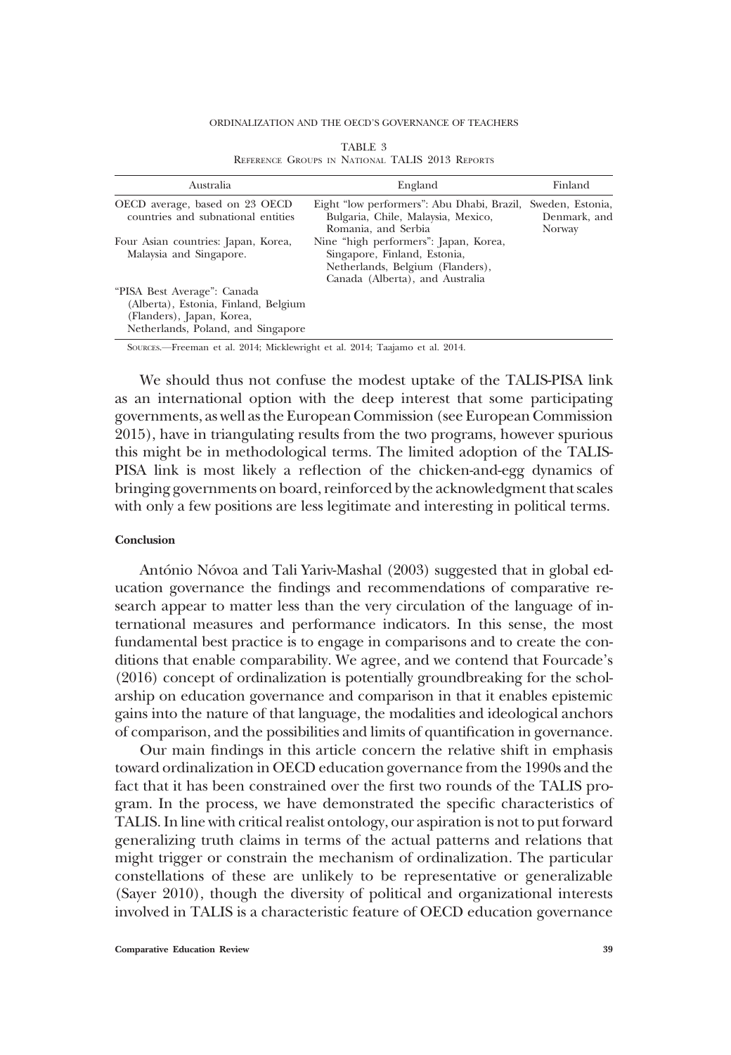TABLE 3
Reference Groups in National TALIS 2013 Reports

| Australia | England | Finland |
|---|---|---|
| OECD average, based on 23 OECD countries and subnational entities | Eight "low performers": Abu Dhabi, Brazil, Bulgaria, Chile, Malaysia, Mexico, Romania, and Serbia | Sweden, Estonia, Denmark, and Norway |
| Four Asian countries: Japan, Korea, Malaysia and Singapore. | Nine "high performers": Japan, Korea, Singapore, Finland, Estonia, Netherlands, Belgium (Flanders), Canada (Alberta), and Australia | |
| "PISA Best Average": Canada (Alberta), Estonia, Finland, Belgium (Flanders), Japan, Korea, Netherlands, Poland, and Singapore | | |

Sources.—Freeman et al. 2014; Micklewright et al. 2014; Taajamo et al. 2014.

We should thus not confuse the modest uptake of the TALIS-PISA link as an international option with the deep interest that some participating governments, as well as the European Commission (see European Commission 2015), have in triangulating results from the two programs, however spurious this might be in methodological terms. The limited adoption of the TALIS-PISA link is most likely a reflection of the chicken-and-egg dynamics of bringing governments on board, reinforced by the acknowledgment that scales with only a few positions are less legitimate and interesting in political terms.

## Conclusion

António Nóvoa and Tali Yariv-Mashal (2003) suggested that in global education governance the findings and recommendations of comparative research appear to matter less than the very circulation of the language of international measures and performance indicators. In this sense, the most fundamental best practice is to engage in comparisons and to create the conditions that enable comparability. We agree, and we contend that Fourcade's (2016) concept of ordinalization is potentially groundbreaking for the scholarship on education governance and comparison in that it enables epistemic gains into the nature of that language, the modalities and ideological anchors of comparison, and the possibilities and limits of quantification in governance.

Our main findings in this article concern the relative shift in emphasis toward ordinalization in OECD education governance from the 1990s and the fact that it has been constrained over the first two rounds of the TALIS program. In the process, we have demonstrated the specific characteristics of TALIS. In line with critical realist ontology, our aspiration is not to put forward generalizing truth claims in terms of the actual patterns and relations that might trigger or constrain the mechanism of ordinalization. The particular constellations of these are unlikely to be representative or generalizable (Sayer 2010), though the diversity of political and organizational interests involved in TALIS is a characteristic feature of OECD education governance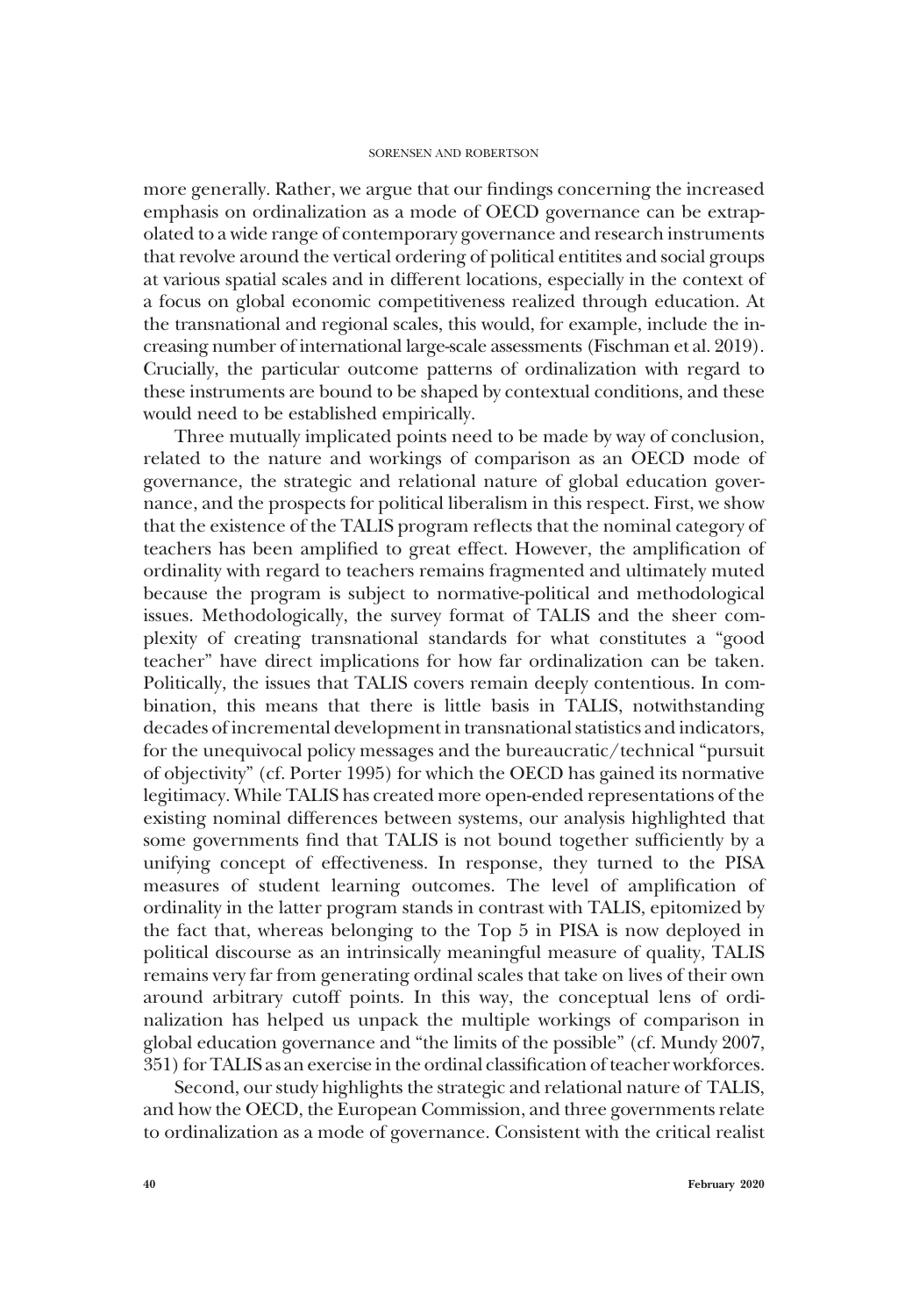more generally. Rather, we argue that our findings concerning the increased emphasis on ordinalization as a mode of OECD governance can be extrapolated to a wide range of contemporary governance and research instruments that revolve around the vertical ordering of political entitites and social groups at various spatial scales and in different locations, especially in the context of a focus on global economic competitiveness realized through education. At the transnational and regional scales, this would, for example, include the increasing number of international large-scale assessments (Fischman et al. 2019). Crucially, the particular outcome patterns of ordinalization with regard to these instruments are bound to be shaped by contextual conditions, and these would need to be established empirically.

Three mutually implicated points need to be made by way of conclusion, related to the nature and workings of comparison as an OECD mode of governance, the strategic and relational nature of global education governance, and the prospects for political liberalism in this respect. First, we show that the existence of the TALIS program reflects that the nominal category of teachers has been amplified to great effect. However, the amplification of ordinality with regard to teachers remains fragmented and ultimately muted because the program is subject to normative-political and methodological issues. Methodologically, the survey format of TALIS and the sheer complexity of creating transnational standards for what constitutes a "good teacher" have direct implications for how far ordinalization can be taken. Politically, the issues that TALIS covers remain deeply contentious. In combination, this means that there is little basis in TALIS, notwithstanding decades of incremental development in transnational statistics and indicators, for the unequivocal policy messages and the bureaucratic/technical "pursuit of objectivity" (cf. Porter 1995) for which the OECD has gained its normative legitimacy. While TALIS has created more open-ended representations of the existing nominal differences between systems, our analysis highlighted that some governments find that TALIS is not bound together sufficiently by a unifying concept of effectiveness. In response, they turned to the PISA measures of student learning outcomes. The level of amplification of ordinality in the latter program stands in contrast with TALIS, epitomized by the fact that, whereas belonging to the Top 5 in PISA is now deployed in political discourse as an intrinsically meaningful measure of quality, TALIS remains very far from generating ordinal scales that take on lives of their own around arbitrary cutoff points. In this way, the conceptual lens of ordinalization has helped us unpack the multiple workings of comparison in global education governance and "the limits of the possible" (cf. Mundy 2007, 351) for TALIS as an exercise in the ordinal classification of teacher workforces.

Second, our study highlights the strategic and relational nature of TALIS, and how the OECD, the European Commission, and three governments relate to ordinalization as a mode of governance. Consistent with the critical realist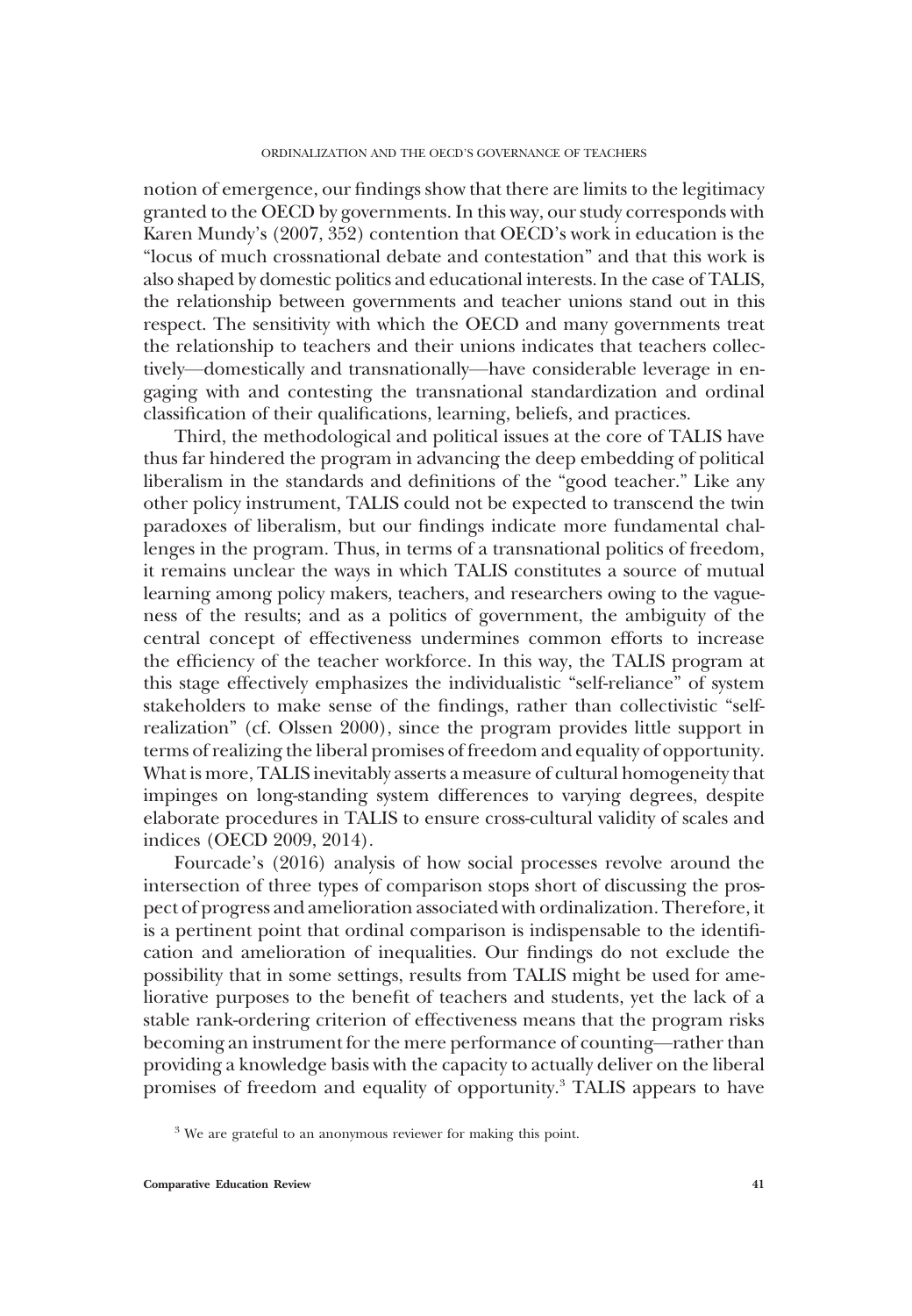notion of emergence, our findings show that there are limits to the legitimacy granted to the OECD by governments. In this way, our study corresponds with Karen Mundy's (2007, 352) contention that OECD's work in education is the "locus of much crossnational debate and contestation" and that this work is also shaped by domestic politics and educational interests. In the case of TALIS, the relationship between governments and teacher unions stand out in this respect. The sensitivity with which the OECD and many governments treat the relationship to teachers and their unions indicates that teachers collectively—domestically and transnationally—have considerable leverage in engaging with and contesting the transnational standardization and ordinal classification of their qualifications, learning, beliefs, and practices.

Third, the methodological and political issues at the core of TALIS have thus far hindered the program in advancing the deep embedding of political liberalism in the standards and definitions of the "good teacher." Like any other policy instrument, TALIS could not be expected to transcend the twin paradoxes of liberalism, but our findings indicate more fundamental challenges in the program. Thus, in terms of a transnational politics of freedom, it remains unclear the ways in which TALIS constitutes a source of mutual learning among policy makers, teachers, and researchers owing to the vagueness of the results; and as a politics of government, the ambiguity of the central concept of effectiveness undermines common efforts to increase the efficiency of the teacher workforce. In this way, the TALIS program at this stage effectively emphasizes the individualistic "self-reliance" of system stakeholders to make sense of the findings, rather than collectivistic "self-realization" (cf. Olssen 2000), since the program provides little support in terms of realizing the liberal promises of freedom and equality of opportunity. What is more, TALIS inevitably asserts a measure of cultural homogeneity that impinges on long-standing system differences to varying degrees, despite elaborate procedures in TALIS to ensure cross-cultural validity of scales and indices (OECD 2009, 2014).

Fourcade's (2016) analysis of how social processes revolve around the intersection of three types of comparison stops short of discussing the prospect of progress and amelioration associated with ordinalization. Therefore, it is a pertinent point that ordinal comparison is indispensable to the identification and amelioration of inequalities. Our findings do not exclude the possibility that in some settings, results from TALIS might be used for ameliorative purposes to the benefit of teachers and students, yet the lack of a stable rank-ordering criterion of effectiveness means that the program risks becoming an instrument for the mere performance of counting—rather than providing a knowledge basis with the capacity to actually deliver on the liberal promises of freedom and equality of opportunity.[3] TALIS appears to have

[3] We are grateful to an anonymous reviewer for making this point.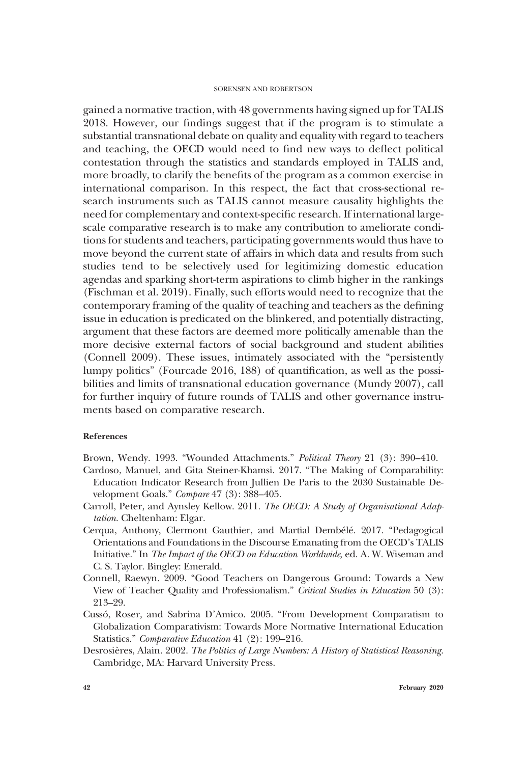gained a normative traction, with 48 governments having signed up for TALIS 2018. However, our findings suggest that if the program is to stimulate a substantial transnational debate on quality and equality with regard to teachers and teaching, the OECD would need to find new ways to deflect political contestation through the statistics and standards employed in TALIS and, more broadly, to clarify the benefits of the program as a common exercise in international comparison. In this respect, the fact that cross-sectional research instruments such as TALIS cannot measure causality highlights the need for complementary and context-specific research. If international large-scale comparative research is to make any contribution to ameliorate conditions for students and teachers, participating governments would thus have to move beyond the current state of affairs in which data and results from such studies tend to be selectively used for legitimizing domestic education agendas and sparking short-term aspirations to climb higher in the rankings (Fischman et al. 2019). Finally, such efforts would need to recognize that the contemporary framing of the quality of teaching and teachers as the defining issue in education is predicated on the blinkered, and potentially distracting, argument that these factors are deemed more politically amenable than the more decisive external factors of social background and student abilities (Connell 2009). These issues, intimately associated with the "persistently lumpy politics" (Fourcade 2016, 188) of quantification, as well as the possibilities and limits of transnational education governance (Mundy 2007), call for further inquiry of future rounds of TALIS and other governance instruments based on comparative research.

#### References

Brown, Wendy. 1993. "Wounded Attachments." *Political Theory* 21 (3): 390–410.

Cardoso, Manuel, and Gita Steiner-Khamsi. 2017. "The Making of Comparability: Education Indicator Research from Jullien De Paris to the 2030 Sustainable Development Goals." *Compare* 47 (3): 388–405.

Carroll, Peter, and Aynsley Kellow. 2011. *The OECD: A Study of Organisational Adaptation*. Cheltenham: Elgar.

Cerqua, Anthony, Clermont Gauthier, and Martial Dembélé. 2017. "Pedagogical Orientations and Foundations in the Discourse Emanating from the OECD's TALIS Initiative." In *The Impact of the OECD on Education Worldwide*, ed. A. W. Wiseman and C. S. Taylor. Bingley: Emerald.

Connell, Raewyn. 2009. "Good Teachers on Dangerous Ground: Towards a New View of Teacher Quality and Professionalism." *Critical Studies in Education* 50 (3): 213–29.

Cussó, Roser, and Sabrina D'Amico. 2005. "From Development Comparatism to Globalization Comparativism: Towards More Normative International Education Statistics." *Comparative Education* 41 (2): 199–216.

Desrosières, Alain. 2002. *The Politics of Large Numbers: A History of Statistical Reasoning*. Cambridge, MA: Harvard University Press.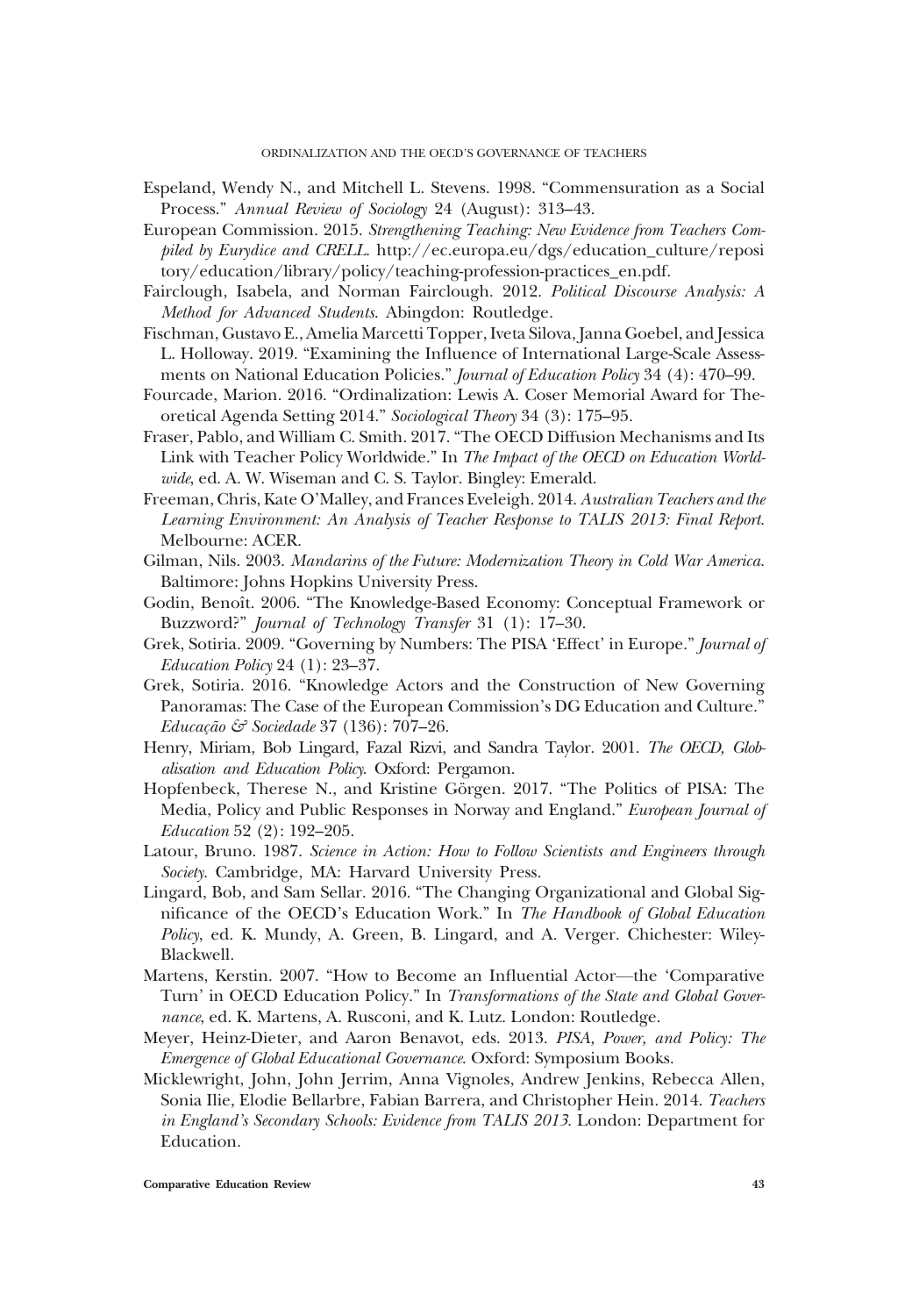Espeland, Wendy N., and Mitchell L. Stevens. 1998. "Commensuration as a Social Process." *Annual Review of Sociology* 24 (August): 313–43.

European Commission. 2015. *Strengthening Teaching: New Evidence from Teachers Compiled by Eurydice and CRELL*. http://ec.europa.eu/dgs/education_culture/repository/education/library/policy/teaching-profession-practices_en.pdf.

Fairclough, Isabela, and Norman Fairclough. 2012. *Political Discourse Analysis: A Method for Advanced Students*. Abingdon: Routledge.

Fischman, Gustavo E., Amelia Marcetti Topper, Iveta Silova, Janna Goebel, and Jessica L. Holloway. 2019. "Examining the Influence of International Large-Scale Assessments on National Education Policies." *Journal of Education Policy* 34 (4): 470–99.

Fourcade, Marion. 2016. "Ordinalization: Lewis A. Coser Memorial Award for Theoretical Agenda Setting 2014." *Sociological Theory* 34 (3): 175–95.

Fraser, Pablo, and William C. Smith. 2017. "The OECD Diffusion Mechanisms and Its Link with Teacher Policy Worldwide." In *The Impact of the OECD on Education Worldwide*, ed. A. W. Wiseman and C. S. Taylor. Bingley: Emerald.

Freeman, Chris, Kate O'Malley, and Frances Eveleigh. 2014. *Australian Teachers and the Learning Environment: An Analysis of Teacher Response to TALIS 2013: Final Report*. Melbourne: ACER.

Gilman, Nils. 2003. *Mandarins of the Future: Modernization Theory in Cold War America*. Baltimore: Johns Hopkins University Press.

Godin, Benoît. 2006. "The Knowledge-Based Economy: Conceptual Framework or Buzzword?" *Journal of Technology Transfer* 31 (1): 17–30.

Grek, Sotiria. 2009. "Governing by Numbers: The PISA 'Effect' in Europe." *Journal of Education Policy* 24 (1): 23–37.

Grek, Sotiria. 2016. "Knowledge Actors and the Construction of New Governing Panoramas: The Case of the European Commission's DG Education and Culture." *Educação & Sociedade* 37 (136): 707–26.

Henry, Miriam, Bob Lingard, Fazal Rizvi, and Sandra Taylor. 2001. *The OECD, Globalisation and Education Policy*. Oxford: Pergamon.

Hopfenbeck, Therese N., and Kristine Görgen. 2017. "The Politics of PISA: The Media, Policy and Public Responses in Norway and England." *European Journal of Education* 52 (2): 192–205.

Latour, Bruno. 1987. *Science in Action: How to Follow Scientists and Engineers through Society*. Cambridge, MA: Harvard University Press.

Lingard, Bob, and Sam Sellar. 2016. "The Changing Organizational and Global Significance of the OECD's Education Work." In *The Handbook of Global Education Policy*, ed. K. Mundy, A. Green, B. Lingard, and A. Verger. Chichester: Wiley-Blackwell.

Martens, Kerstin. 2007. "How to Become an Influential Actor—the 'Comparative Turn' in OECD Education Policy." In *Transformations of the State and Global Governance*, ed. K. Martens, A. Rusconi, and K. Lutz. London: Routledge.

Meyer, Heinz-Dieter, and Aaron Benavot, eds. 2013. *PISA, Power, and Policy: The Emergence of Global Educational Governance*. Oxford: Symposium Books.

Micklewright, John, John Jerrim, Anna Vignoles, Andrew Jenkins, Rebecca Allen, Sonia Ilie, Elodie Bellarbre, Fabian Barrera, and Christopher Hein. 2014. *Teachers in England's Secondary Schools: Evidence from TALIS 2013*. London: Department for Education.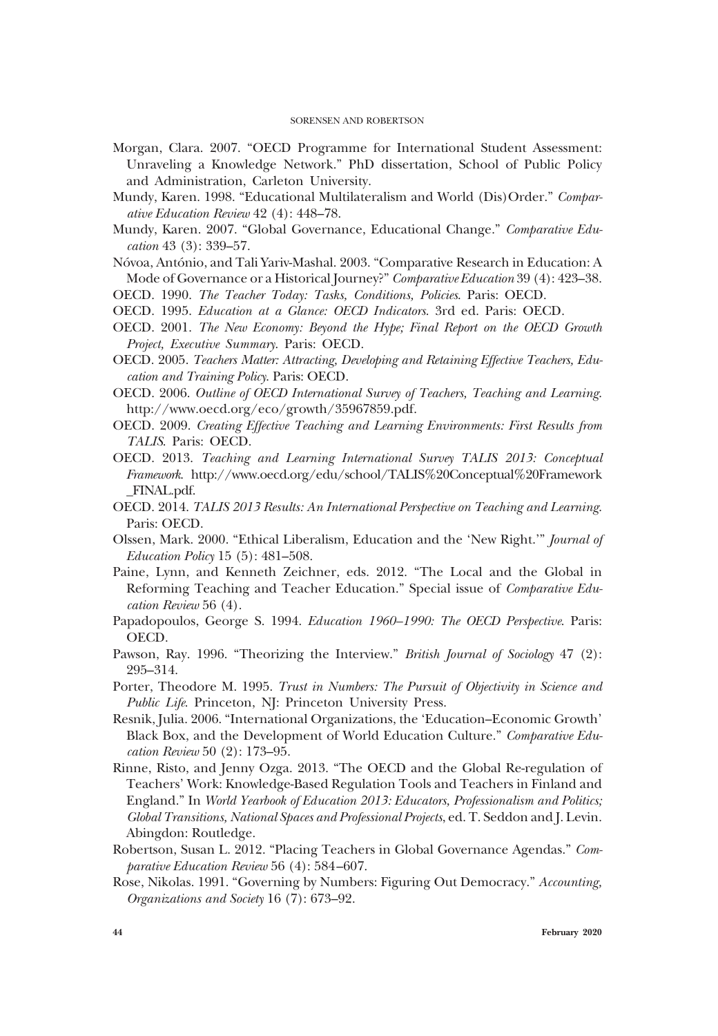Morgan, Clara. 2007. "OECD Programme for International Student Assessment: Unraveling a Knowledge Network." PhD dissertation, School of Public Policy and Administration, Carleton University.

Mundy, Karen. 1998. "Educational Multilateralism and World (Dis)Order." *Comparative Education Review* 42 (4): 448–78.

Mundy, Karen. 2007. "Global Governance, Educational Change." *Comparative Education* 43 (3): 339–57.

Nóvoa, António, and Tali Yariv-Mashal. 2003. "Comparative Research in Education: A Mode of Governance or a Historical Journey?" *Comparative Education* 39 (4): 423–38.

OECD. 1990. *The Teacher Today: Tasks, Conditions, Policies*. Paris: OECD.

OECD. 1995. *Education at a Glance: OECD Indicators*. 3rd ed. Paris: OECD.

OECD. 2001. *The New Economy: Beyond the Hype; Final Report on the OECD Growth Project, Executive Summary*. Paris: OECD.

OECD. 2005. *Teachers Matter: Attracting, Developing and Retaining Effective Teachers, Education and Training Policy*. Paris: OECD.

OECD. 2006. *Outline of OECD International Survey of Teachers, Teaching and Learning*. http://www.oecd.org/eco/growth/35967859.pdf.

OECD. 2009. *Creating Effective Teaching and Learning Environments: First Results from TALIS*. Paris: OECD.

OECD. 2013. *Teaching and Learning International Survey TALIS 2013: Conceptual Framework*. http://www.oecd.org/edu/school/TALIS%20Conceptual%20Framework_FINAL.pdf.

OECD. 2014. *TALIS 2013 Results: An International Perspective on Teaching and Learning*. Paris: OECD.

Olssen, Mark. 2000. "Ethical Liberalism, Education and the 'New Right.'" *Journal of Education Policy* 15 (5): 481–508.

Paine, Lynn, and Kenneth Zeichner, eds. 2012. "The Local and the Global in Reforming Teaching and Teacher Education." Special issue of *Comparative Education Review* 56 (4).

Papadopoulos, George S. 1994. *Education 1960–1990: The OECD Perspective*. Paris: OECD.

Pawson, Ray. 1996. "Theorizing the Interview." *British Journal of Sociology* 47 (2): 295–314.

Porter, Theodore M. 1995. *Trust in Numbers: The Pursuit of Objectivity in Science and Public Life*. Princeton, NJ: Princeton University Press.

Resnik, Julia. 2006. "International Organizations, the 'Education–Economic Growth' Black Box, and the Development of World Education Culture." *Comparative Education Review* 50 (2): 173–95.

Rinne, Risto, and Jenny Ozga. 2013. "The OECD and the Global Re-regulation of Teachers' Work: Knowledge-Based Regulation Tools and Teachers in Finland and England." In *World Yearbook of Education 2013: Educators, Professionalism and Politics; Global Transitions, National Spaces and Professional Projects*, ed. T. Seddon and J. Levin. Abingdon: Routledge.

Robertson, Susan L. 2012. "Placing Teachers in Global Governance Agendas." *Comparative Education Review* 56 (4): 584–607.

Rose, Nikolas. 1991. "Governing by Numbers: Figuring Out Democracy." *Accounting, Organizations and Society* 16 (7): 673–92.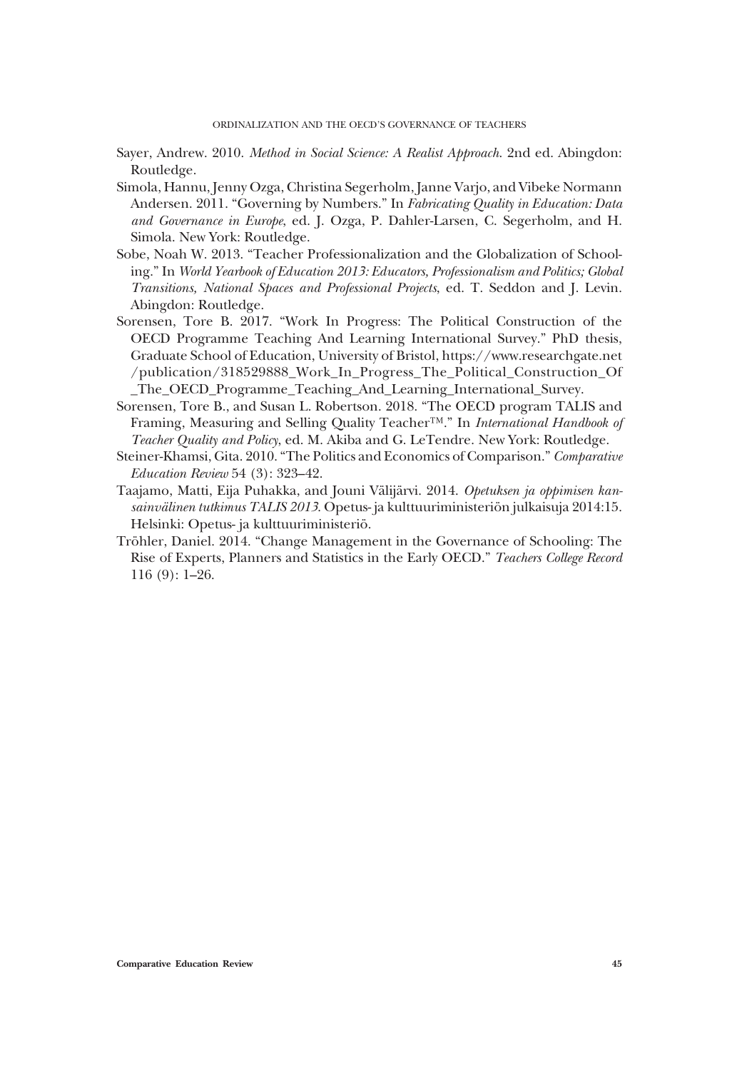Sayer, Andrew. 2010. *Method in Social Science: A Realist Approach*. 2nd ed. Abingdon: Routledge.

Simola, Hannu, Jenny Ozga, Christina Segerholm, Janne Varjo, and Vibeke Normann Andersen. 2011. "Governing by Numbers." In *Fabricating Quality in Education: Data and Governance in Europe*, ed. J. Ozga, P. Dahler-Larsen, C. Segerholm, and H. Simola. New York: Routledge.

Sobe, Noah W. 2013. "Teacher Professionalization and the Globalization of Schooling." In *World Yearbook of Education 2013: Educators, Professionalism and Politics; Global Transitions, National Spaces and Professional Projects*, ed. T. Seddon and J. Levin. Abingdon: Routledge.

Sorensen, Tore B. 2017. "Work In Progress: The Political Construction of the OECD Programme Teaching And Learning International Survey." PhD thesis, Graduate School of Education, University of Bristol, https://www.researchgate.net/publication/318529888_Work_In_Progress_The_Political_Construction_Of_The_OECD_Programme_Teaching_And_Learning_International_Survey.

Sorensen, Tore B., and Susan L. Robertson. 2018. "The OECD program TALIS and Framing, Measuring and Selling Quality Teacher™." In *International Handbook of Teacher Quality and Policy*, ed. M. Akiba and G. LeTendre. New York: Routledge.

Steiner-Khamsi, Gita. 2010. "The Politics and Economics of Comparison." *Comparative Education Review* 54 (3): 323–42.

Taajamo, Matti, Eija Puhakka, and Jouni Välijärvi. 2014. *Opetuksen ja oppimisen kansainvälinen tutkimus TALIS 2013*. Opetus- ja kulttuuriministeriön julkaisuja 2014:15. Helsinki: Opetus- ja kulttuuriministeriö.

Tröhler, Daniel. 2014. "Change Management in the Governance of Schooling: The Rise of Experts, Planners and Statistics in the Early OECD." *Teachers College Record* 116 (9): 1–26.